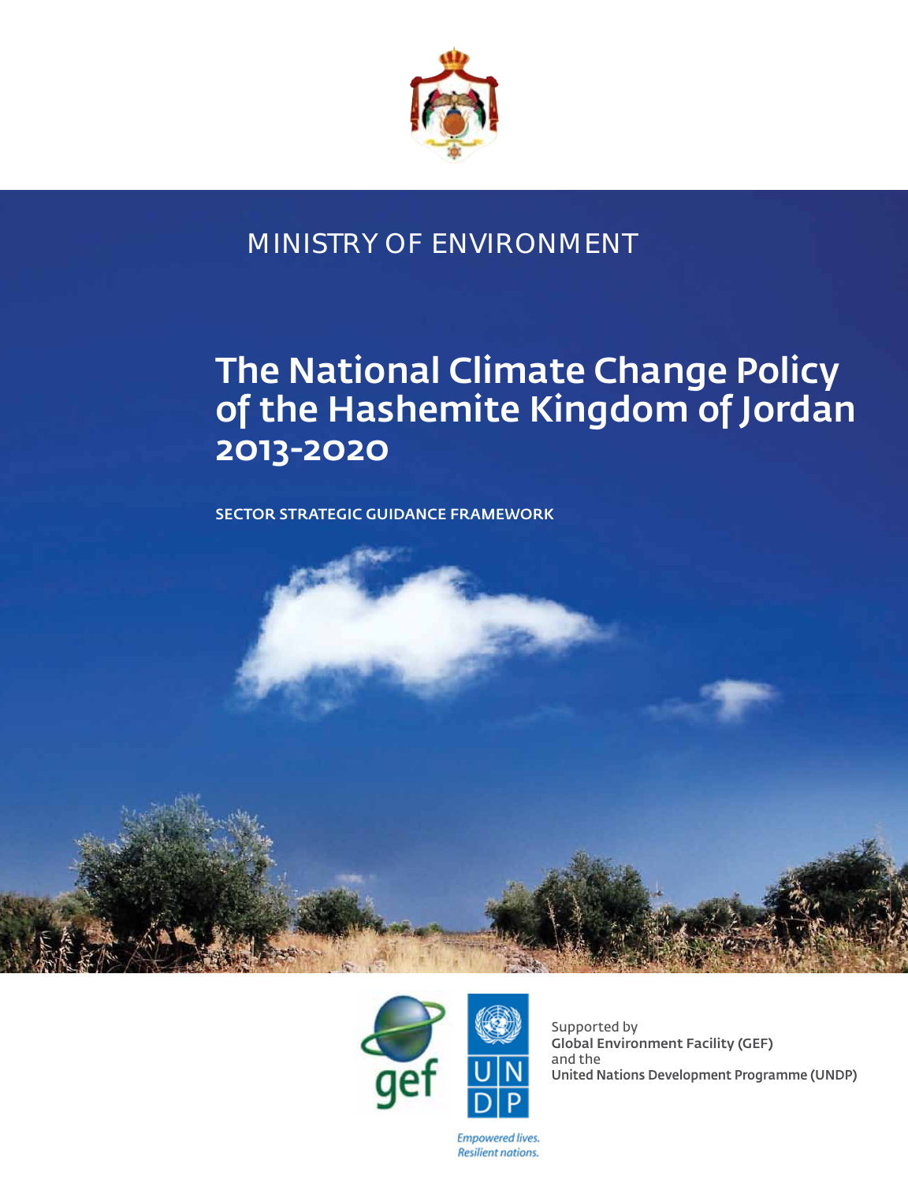MINISTRY OF ENVIRONMENT

# The National Climate Change Policy of the Hashemite Kingdom of Jordan 2013-2020

## SECTOR STRATEGIC GUIDANCE FRAMEWORK

Supported by
**Global Environment Facility (GEF)**
and the
**United Nations Development Programme (UNDP)**

*Empowered lives.*
*Resilient nations.*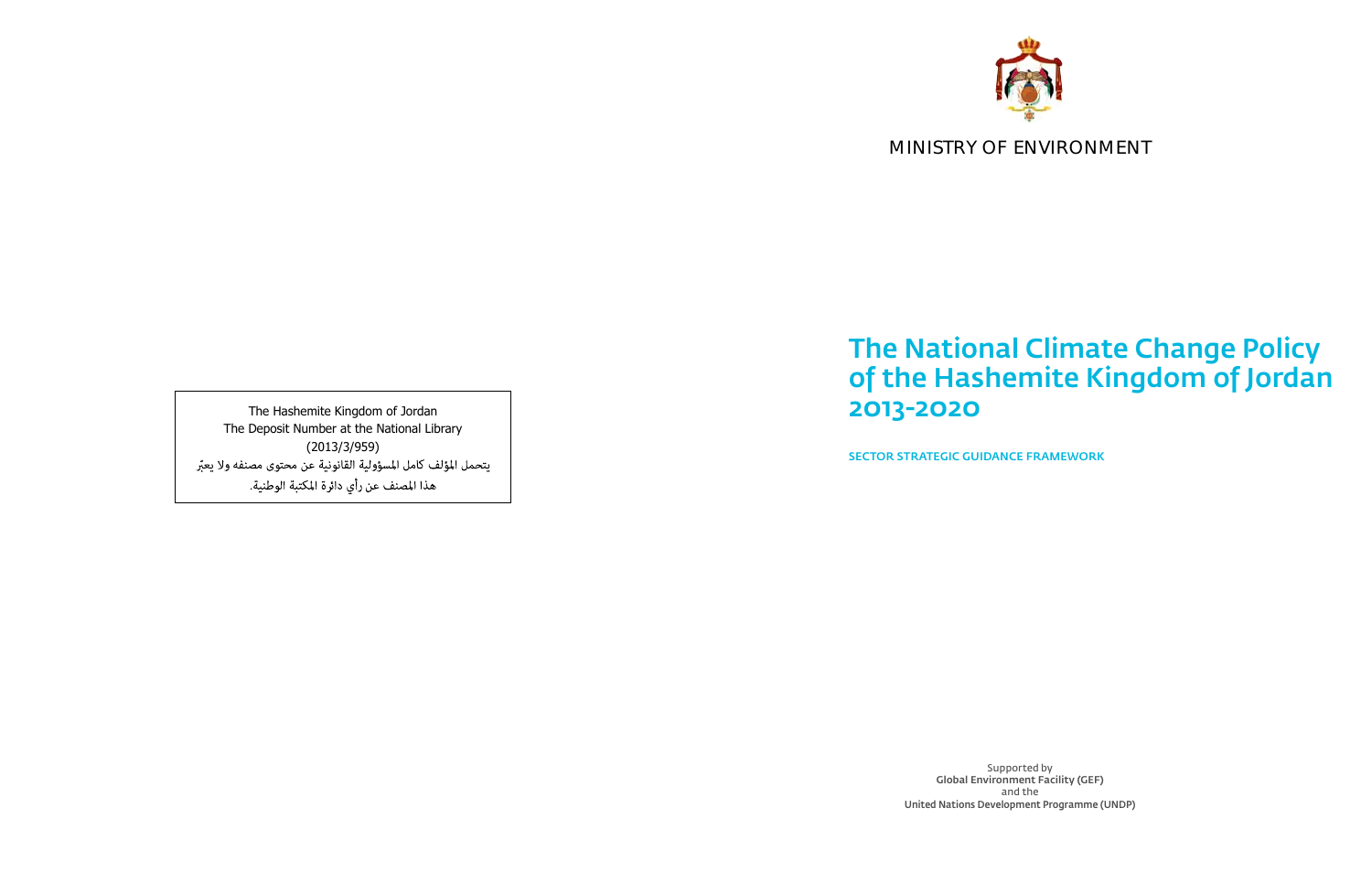The Hashemite Kingdom of Jordan
The Deposit Number at the National Library
(2013/3/959)
يتحمل المؤلف كامل المسؤولية القانونية عن محتوى مصنفه ولا يعبّر
هذا المصنف عن رأي دائرة المكتبة الوطنية.

MINISTRY OF ENVIRONMENT

# The National Climate Change Policy of the Hashemite Kingdom of Jordan 2013-2020

## SECTOR STRATEGIC GUIDANCE FRAMEWORK

Supported by
**Global Environment Facility (GEF)**
and the
**United Nations Development Programme (UNDP)**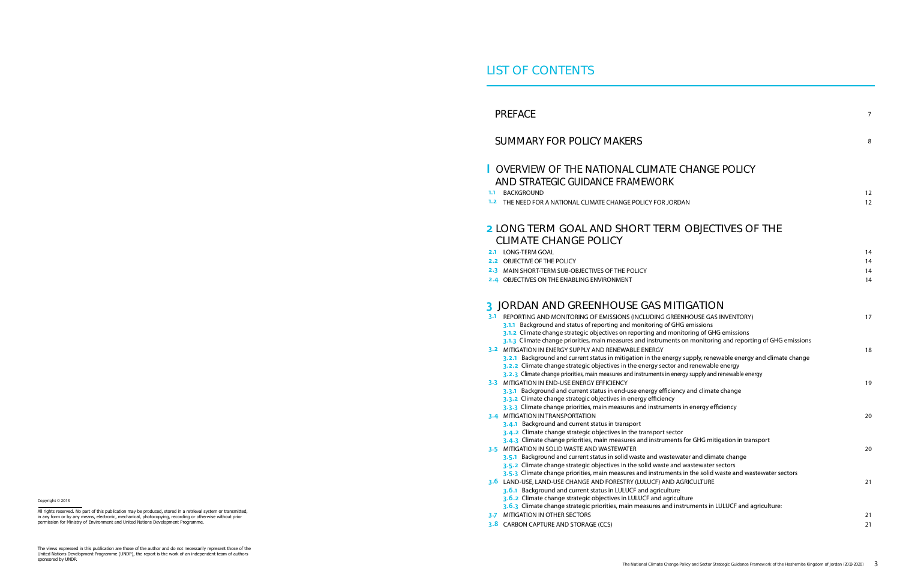Copyright © 2013

All rights reserved. No part of this publication may be produced, stored in a retrieval system or transmitted, in any form or by any means, electronic, mechanical, photocopying, recording or otherwise without prior permission for Ministry of Environment and United Nations Development Programme.

The views expressed in this publication are those of the author and do not necessarily represent those of the United Nations Development Programme (UNDP), the report is the work of an independent team of authors sponsored by UNDP.

# LIST OF CONTENTS

PREFACE 7

SUMMARY FOR POLICY MAKERS 8

## 1 OVERVIEW OF THE NATIONAL CLIMATE CHANGE POLICY AND STRATEGIC GUIDANCE FRAMEWORK

1.1 BACKGROUND 12

1.2 THE NEED FOR A NATIONAL CLIMATE CHANGE POLICY FOR JORDAN 12

## 2 LONG TERM GOAL AND SHORT TERM OBJECTIVES OF THE CLIMATE CHANGE POLICY

2.1 LONG-TERM GOAL 14

2.2 OBJECTIVE OF THE POLICY 14

2.3 MAIN SHORT-TERM SUB-OBJECTIVES OF THE POLICY 14

2.4 OBJECTIVES ON THE ENABLING ENVIRONMENT 14

## 3 JORDAN AND GREENHOUSE GAS MITIGATION

3.1 REPORTING AND MONITORING OF EMISSIONS (INCLUDING GREENHOUSE GAS INVENTORY) 17
- 3.1.1 Background and status of reporting and monitoring of GHG emissions
- 3.1.2 Climate change strategic objectives on reporting and monitoring of GHG emissions
- 3.1.3 Climate change priorities, main measures and instruments on monitoring and reporting of GHG emissions

3.2 MITIGATION IN ENERGY SUPPLY AND RENEWABLE ENERGY 18
- 3.2.1 Background and current status in mitigation in the energy supply, renewable energy and climate change
- 3.2.2 Climate change strategic objectives in the energy sector and renewable energy
- 3.2.3 Climate change priorities, main measures and instruments in energy supply and renewable energy

3.3 MITIGATION IN END-USE ENERGY EFFICIENCY 19
- 3.3.1 Background and current status in end-use energy efficiency and climate change
- 3.3.2 Climate change strategic objectives in energy efficiency
- 3.3.3 Climate change priorities, main measures and instruments in energy efficiency

3.4 MITIGATION IN TRANSPORTATION 20
- 3.4.1 Background and current status in transport
- 3.4.2 Climate change strategic objectives in the transport sector
- 3.4.3 Climate change priorities, main measures and instruments for GHG mitigation in transport

3.5 MITIGATION IN SOLID WASTE AND WASTEWATER 20
- 3.5.1 Background and current status in solid waste and wastewater and climate change
- 3.5.2 Climate change strategic objectives in the solid waste and wastewater sectors
- 3.5.3 Climate change priorities, main measures and instruments in the solid waste and wastewater sectors

3.6 LAND-USE, LAND-USE CHANGE AND FORESTRY (LULUCF) AND AGRICULTURE 21
- 3.6.1 Background and current status in LULUCF and agriculture
- 3.6.2 Climate change strategic objectives in LULUCF and agriculture
- 3.6.3 Climate change priorities, main measures and instruments in LULUCF and agriculture:

3.7 MITIGATION IN OTHER SECTORS 21

3.8 CARBON CAPTURE AND STORAGE (CCS) 21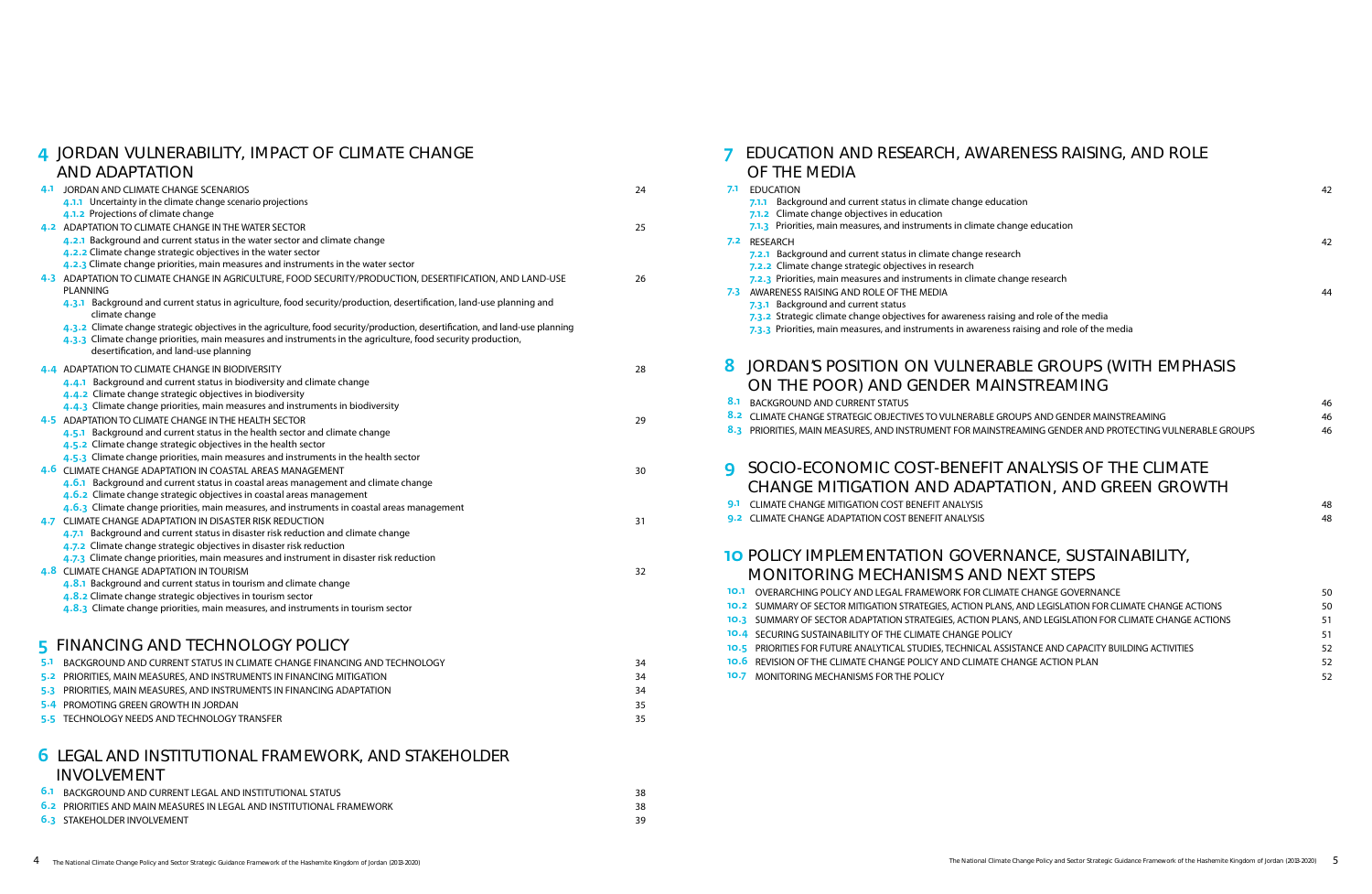## 4 JORDAN VULNERABILITY, IMPACT OF CLIMATE CHANGE AND ADAPTATION

- 4.1 JORDAN AND CLIMATE CHANGE SCENARIOS — 24
  - 4.1.1 Uncertainty in the climate change scenario projections
  - 4.1.2 Projections of climate change
- 4.2 ADAPTATION TO CLIMATE CHANGE IN THE WATER SECTOR — 25
  - 4.2.1 Background and current status in the water sector and climate change
  - 4.2.2 Climate change strategic objectives in the water sector
  - 4.2.3 Climate change priorities, main measures and instruments in the water sector
- 4.3 ADAPTATION TO CLIMATE CHANGE IN AGRICULTURE, FOOD SECURITY/PRODUCTION, DESERTIFICATION, AND LAND-USE PLANNING — 26
  - 4.3.1 Background and current status in agriculture, food security/production, desertification, land-use planning and climate change
  - 4.3.2 Climate change strategic objectives in the agriculture, food security/production, desertification, and land-use planning
  - 4.3.3 Climate change priorities, main measures and instruments in the agriculture, food security production, desertification, and land-use planning
- 4.4 ADAPTATION TO CLIMATE CHANGE IN BIODIVERSITY — 28
  - 4.4.1 Background and current status in biodiversity and climate change
  - 4.4.2 Climate change strategic objectives in biodiversity
  - 4.4.3 Climate change priorities, main measures and instruments in biodiversity
- 4.5 ADAPTATION TO CLIMATE CHANGE IN THE HEALTH SECTOR — 29
  - 4.5.1 Background and current status in the health sector and climate change
  - 4.5.2 Climate change strategic objectives in the health sector
  - 4.5.3 Climate change priorities, main measures and instruments in the health sector
- 4.6 CLIMATE CHANGE ADAPTATION IN COASTAL AREAS MANAGEMENT — 30
  - 4.6.1 Background and current status in coastal areas management and climate change
  - 4.6.2 Climate change strategic objectives in coastal areas management
  - 4.6.3 Climate change priorities, main measures, and instruments in coastal areas management
- 4.7 CLIMATE CHANGE ADAPTATION IN DISASTER RISK REDUCTION — 31
  - 4.7.1 Background and current status in disaster risk reduction and climate change
  - 4.7.2 Climate change strategic objectives in disaster risk reduction
  - 4.7.3 Climate change priorities, main measures and instrument in disaster risk reduction
- 4.8 CLIMATE CHANGE ADAPTATION IN TOURISM — 32
  - 4.8.1 Background and current status in tourism and climate change
  - 4.8.2 Climate change strategic objectives in tourism sector
  - 4.8.3 Climate change priorities, main measures, and instruments in tourism sector

## 5 FINANCING AND TECHNOLOGY POLICY

- 5.1 BACKGROUND AND CURRENT STATUS IN CLIMATE CHANGE FINANCING AND TECHNOLOGY — 34
- 5.2 PRIORITIES, MAIN MEASURES, AND INSTRUMENTS IN FINANCING MITIGATION — 34
- 5.3 PRIORITIES, MAIN MEASURES, AND INSTRUMENTS IN FINANCING ADAPTATION — 34
- 5.4 PROMOTING GREEN GROWTH IN JORDAN — 35
- 5.5 TECHNOLOGY NEEDS AND TECHNOLOGY TRANSFER — 35

## 6 LEGAL AND INSTITUTIONAL FRAMEWORK, AND STAKEHOLDER INVOLVEMENT

- 6.1 BACKGROUND AND CURRENT LEGAL AND INSTITUTIONAL STATUS — 38
- 6.2 PRIORITIES AND MAIN MEASURES IN LEGAL AND INSTITUTIONAL FRAMEWORK — 38
- 6.3 STAKEHOLDER INVOLVEMENT — 39

## 7 EDUCATION AND RESEARCH, AWARENESS RAISING, AND ROLE OF THE MEDIA

- 7.1 EDUCATION — 42
  - 7.1.1 Background and current status in climate change education
  - 7.1.2 Climate change objectives in education
  - 7.1.3 Priorities, main measures, and instruments in climate change education
- 7.2 RESEARCH — 42
  - 7.2.1 Background and current status in climate change research
  - 7.2.2 Climate change strategic objectives in research
  - 7.2.3 Priorities, main measures and instruments in climate change research
- 7.3 AWARENESS RAISING AND ROLE OF THE MEDIA — 44
  - 7.3.1 Background and current status
  - 7.3.2 Strategic climate change objectives for awareness raising and role of the media
  - 7.3.3 Priorities, main measures, and instruments in awareness raising and role of the media

## 8 JORDAN'S POSITION ON VULNERABLE GROUPS (WITH EMPHASIS ON THE POOR) AND GENDER MAINSTREAMING

- 8.1 BACKGROUND AND CURRENT STATUS — 46
- 8.2 CLIMATE CHANGE STRATEGIC OBJECTIVES TO VULNERABLE GROUPS AND GENDER MAINSTREAMING — 46
- 8.3 PRIORITIES, MAIN MEASURES, AND INSTRUMENT FOR MAINSTREAMING GENDER AND PROTECTING VULNERABLE GROUPS — 46

## 9 SOCIO-ECONOMIC COST-BENEFIT ANALYSIS OF THE CLIMATE CHANGE MITIGATION AND ADAPTATION, AND GREEN GROWTH

- 9.1 CLIMATE CHANGE MITIGATION COST BENEFIT ANALYSIS — 48
- 9.2 CLIMATE CHANGE ADAPTATION COST BENEFIT ANALYSIS — 48

## 10 POLICY IMPLEMENTATION GOVERNANCE, SUSTAINABILITY, MONITORING MECHANISMS AND NEXT STEPS

- 10.1 OVERARCHING POLICY AND LEGAL FRAMEWORK FOR CLIMATE CHANGE GOVERNANCE — 50
- 10.2 SUMMARY OF SECTOR MITIGATION STRATEGIES, ACTION PLANS, AND LEGISLATION FOR CLIMATE CHANGE ACTIONS — 50
- 10.3 SUMMARY OF SECTOR ADAPTATION STRATEGIES, ACTION PLANS, AND LEGISLATION FOR CLIMATE CHANGE ACTIONS — 51
- 10.4 SECURING SUSTAINABILITY OF THE CLIMATE CHANGE POLICY — 51
- 10.5 PRIORITIES FOR FUTURE ANALYTICAL STUDIES, TECHNICAL ASSISTANCE AND CAPACITY BUILDING ACTIVITIES — 52
- 10.6 REVISION OF THE CLIMATE CHANGE POLICY AND CLIMATE CHANGE ACTION PLAN — 52
- 10.7 MONITORING MECHANISMS FOR THE POLICY — 52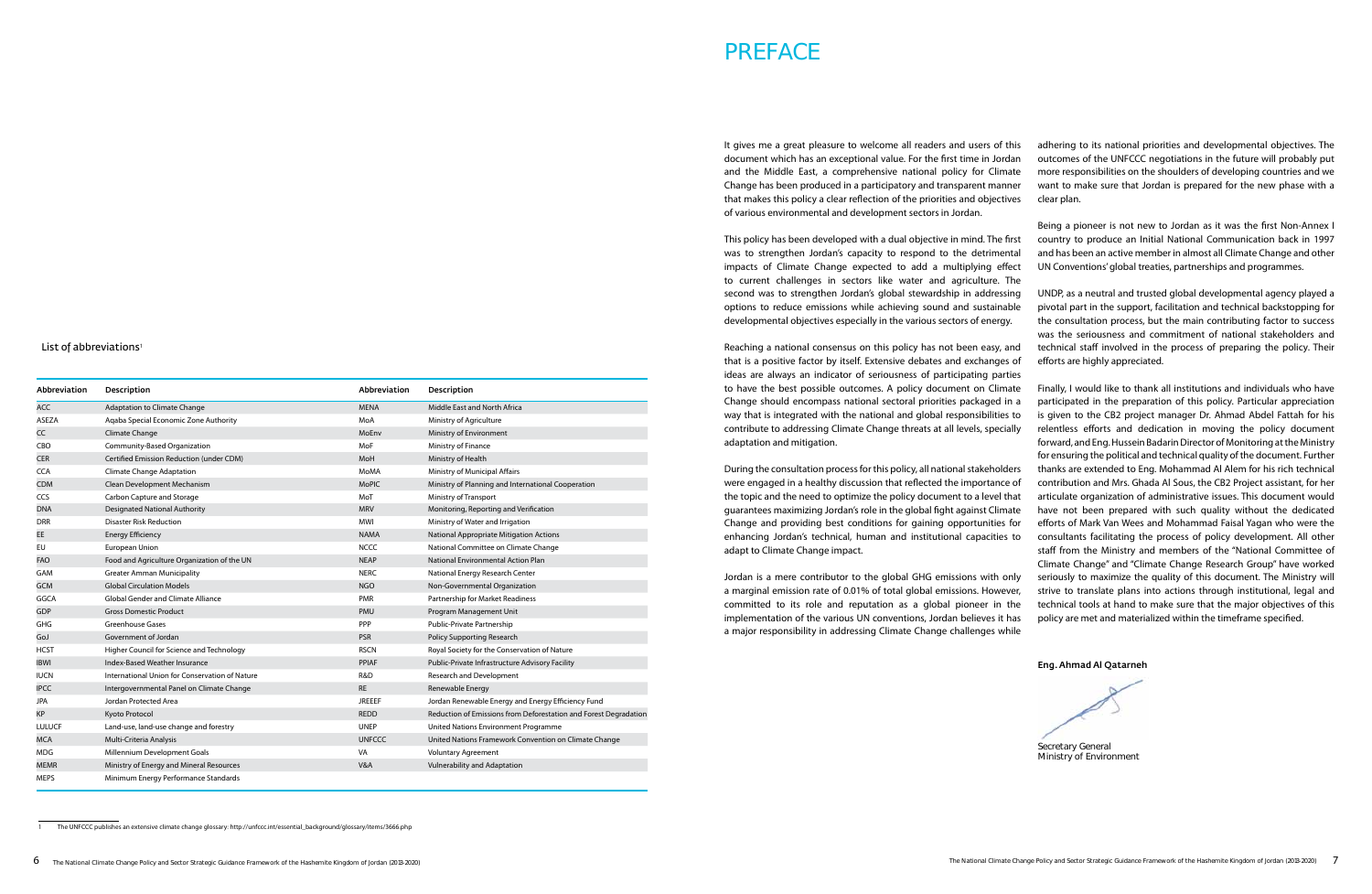## List of abbreviations[1]

| Abbreviation | Description | Abbreviation | Description |
|---|---|---|---|
| ACC | Adaptation to Climate Change | MENA | Middle East and North Africa |
| ASEZA | Aqaba Special Economic Zone Authority | MoA | Ministry of Agriculture |
| CC | Climate Change | MoEnv | Ministry of Environment |
| CBO | Community-Based Organization | MoF | Ministry of Finance |
| CER | Certified Emission Reduction (under CDM) | MoH | Ministry of Health |
| CCA | Climate Change Adaptation | MoMA | Ministry of Municipal Affairs |
| CDM | Clean Development Mechanism | MoPIC | Ministry of Planning and International Cooperation |
| CCS | Carbon Capture and Storage | MoT | Ministry of Transport |
| DNA | Designated National Authority | MRV | Monitoring, Reporting and Verification |
| DRR | Disaster Risk Reduction | MWI | Ministry of Water and Irrigation |
| EE | Energy Efficiency | NAMA | National Appropriate Mitigation Actions |
| EU | European Union | NCCC | National Committee on Climate Change |
| FAO | Food and Agriculture Organization of the UN | NEAP | National Environmental Action Plan |
| GAM | Greater Amman Municipality | NERC | National Energy Research Center |
| GCM | Global Circulation Models | NGO | Non-Governmental Organization |
| GGCA | Global Gender and Climate Alliance | PMR | Partnership for Market Readiness |
| GDP | Gross Domestic Product | PMU | Program Management Unit |
| GHG | Greenhouse Gases | PPP | Public-Private Partnership |
| GoJ | Government of Jordan | PSR | Policy Supporting Research |
| HCST | Higher Council for Science and Technology | RSCN | Royal Society for the Conservation of Nature |
| IBWI | Index-Based Weather Insurance | PPIAF | Public-Private Infrastructure Advisory Facility |
| IUCN | International Union for Conservation of Nature | R&D | Research and Development |
| IPCC | Intergovernmental Panel on Climate Change | RE | Renewable Energy |
| JPA | Jordan Protected Area | JREEEF | Jordan Renewable Energy and Energy Efficiency Fund |
| KP | Kyoto Protocol | REDD | Reduction of Emissions from Deforestation and Forest Degradation |
| LULUCF | Land-use, land-use change and forestry | UNEP | United Nations Environment Programme |
| MCA | Multi-Criteria Analysis | UNFCCC | United Nations Framework Convention on Climate Change |
| MDG | Millennium Development Goals | VA | Voluntary Agreement |
| MEMR | Ministry of Energy and Mineral Resources | V&A | Vulnerability and Adaptation |
| MEPS | Minimum Energy Performance Standards | | |

[1] The UNFCCC publishes an extensive climate change glossary: http://unfccc.int/essential_background/glossary/items/3666.php

# PREFACE

It gives me a great pleasure to welcome all readers and users of this document which has an exceptional value. For the first time in Jordan and the Middle East, a comprehensive national policy for Climate Change has been produced in a participatory and transparent manner that makes this policy a clear reflection of the priorities and objectives of various environmental and development sectors in Jordan.

This policy has been developed with a dual objective in mind. The first was to strengthen Jordan's capacity to respond to the detrimental impacts of Climate Change expected to add a multiplying effect to current challenges in sectors like water and agriculture. The second was to strengthen Jordan's global stewardship in addressing options to reduce emissions while achieving sound and sustainable developmental objectives especially in the various sectors of energy.

Reaching a national consensus on this policy has not been easy, and that is a positive factor by itself. Extensive debates and exchanges of ideas are always an indicator of seriousness of participating parties to have the best possible outcomes. A policy document on Climate Change should encompass national sectoral priorities packaged in a way that is integrated with the national and global responsibilities to contribute to addressing Climate Change threats at all levels, specially adaptation and mitigation.

During the consultation process for this policy, all national stakeholders were engaged in a healthy discussion that reflected the importance of the topic and the need to optimize the policy document to a level that guarantees maximizing Jordan's role in the global fight against Climate Change and providing best conditions for gaining opportunities for enhancing Jordan's technical, human and institutional capacities to adapt to Climate Change impact.

Jordan is a mere contributor to the global GHG emissions with only a marginal emission rate of 0.01% of total global emissions. However, committed to its role and reputation as a global pioneer in the implementation of the various UN conventions, Jordan believes it has a major responsibility in addressing Climate Change challenges while adhering to its national priorities and developmental objectives. The outcomes of the UNFCCC negotiations in the future will probably put more responsibilities on the shoulders of developing countries and we want to make sure that Jordan is prepared for the new phase with a clear plan.

Being a pioneer is not new to Jordan as it was the first Non-Annex I country to produce an Initial National Communication back in 1997 and has been an active member in almost all Climate Change and other UN Conventions' global treaties, partnerships and programmes.

UNDP, as a neutral and trusted global developmental agency played a pivotal part in the support, facilitation and technical backstopping for the consultation process, but the main contributing factor to success was the seriousness and commitment of national stakeholders and technical staff involved in the process of preparing the policy. Their efforts are highly appreciated.

Finally, I would like to thank all institutions and individuals who have participated in the preparation of this policy. Particular appreciation is given to the CB2 project manager Dr. Ahmad Abdel Fattah for his relentless efforts and dedication in moving the policy document forward, and Eng. Hussein Badarin Director of Monitoring at the Ministry for ensuring the political and technical quality of the document. Further thanks are extended to Eng. Mohammad Al Alem for his rich technical contribution and Mrs. Ghada Al Sous, the CB2 Project assistant, for her articulate organization of administrative issues. This document would have not been prepared with such quality without the dedicated efforts of Mark Van Wees and Mohammad Faisal Yagan who were the consultants facilitating the process of policy development. All other staff from the Ministry and members of the "National Committee of Climate Change" and "Climate Change Research Group" have worked seriously to maximize the quality of this document. The Ministry will strive to translate plans into actions through institutional, legal and technical tools at hand to make sure that the major objectives of this policy are met and materialized within the timeframe specified.

**Eng. Ahmad Al Qatarneh**

Secretary General
Ministry of Environment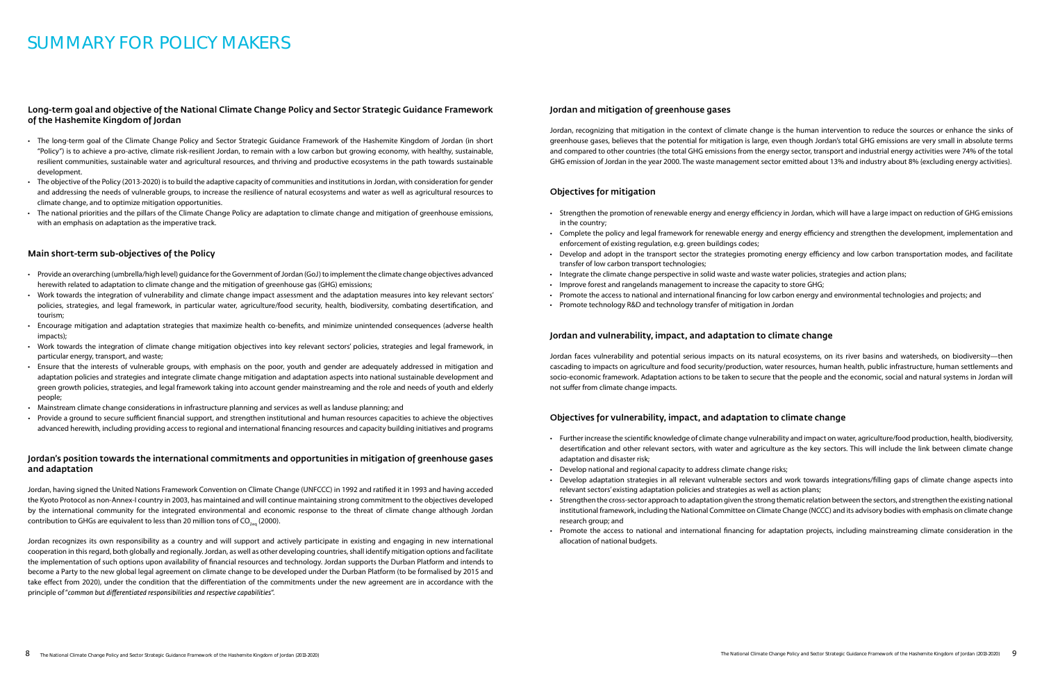# SUMMARY FOR POLICY MAKERS

## Long-term goal and objective of the National Climate Change Policy and Sector Strategic Guidance Framework of the Hashemite Kingdom of Jordan

- The long-term goal of the Climate Change Policy and Sector Strategic Guidance Framework of the Hashemite Kingdom of Jordan (in short "Policy") is to achieve a pro-active, climate risk-resilient Jordan, to remain with a low carbon but growing economy, with healthy, sustainable, resilient communities, sustainable water and agricultural resources, and thriving and productive ecosystems in the path towards sustainable development.
- The objective of the Policy (2013-2020) is to build the adaptive capacity of communities and institutions in Jordan, with consideration for gender and addressing the needs of vulnerable groups, to increase the resilience of natural ecosystems and water as well as agricultural resources to climate change, and to optimize mitigation opportunities.
- The national priorities and the pillars of the Climate Change Policy are adaptation to climate change and mitigation of greenhouse emissions, with an emphasis on adaptation as the imperative track.

## Main short-term sub-objectives of the Policy

- Provide an overarching (umbrella/high level) guidance for the Government of Jordan (GoJ) to implement the climate change objectives advanced herewith related to adaptation to climate change and the mitigation of greenhouse gas (GHG) emissions;
- Work towards the integration of vulnerability and climate change impact assessment and the adaptation measures into key relevant sectors' policies, strategies, and legal framework, in particular water, agriculture/food security, health, biodiversity, combating desertification, and tourism;
- Encourage mitigation and adaptation strategies that maximize health co-benefits, and minimize unintended consequences (adverse health impacts);
- Work towards the integration of climate change mitigation objectives into key relevant sectors' policies, strategies and legal framework, in particular energy, transport, and waste;
- Ensure that the interests of vulnerable groups, with emphasis on the poor, youth and gender are adequately addressed in mitigation and adaptation policies and strategies and integrate climate change mitigation and adaptation aspects into national sustainable development and green growth policies, strategies, and legal framework taking into account gender mainstreaming and the role and needs of youth and elderly people;
- Mainstream climate change considerations in infrastructure planning and services as well as landuse planning; and
- Provide a ground to secure sufficient financial support, and strengthen institutional and human resources capacities to achieve the objectives advanced herewith, including providing access to regional and international financing resources and capacity building initiatives and programs

## Jordan's position towards the international commitments and opportunities in mitigation of greenhouse gases and adaptation

Jordan, having signed the United Nations Framework Convention on Climate Change (UNFCCC) in 1992 and ratified it in 1993 and having acceded the Kyoto Protocol as non-Annex-I country in 2003, has maintained and will continue maintaining strong commitment to the objectives developed by the international community for the integrated environmental and economic response to the threat of climate change although Jordan contribution to GHGs are equivalent to less than 20 million tons of $CO_{2eq}$ (2000).

Jordan recognizes its own responsibility as a country and will support and actively participate in existing and engaging in new international cooperation in this regard, both globally and regionally. Jordan, as well as other developing countries, shall identify mitigation options and facilitate the implementation of such options upon availability of financial resources and technology. Jordan supports the Durban Platform and intends to become a Party to the new global legal agreement on climate change to be developed under the Durban Platform (to be formalised by 2015 and take effect from 2020), under the condition that the differentiation of the commitments under the new agreement are in accordance with the principle of "*common but differentiated responsibilities and respective capabilities*".

## Jordan and mitigation of greenhouse gases

Jordan, recognizing that mitigation in the context of climate change is the human intervention to reduce the sources or enhance the sinks of greenhouse gases, believes that the potential for mitigation is large, even though Jordan's total GHG emissions are very small in absolute terms and compared to other countries (the total GHG emissions from the energy sector, transport and industrial energy activities were 74% of the total GHG emission of Jordan in the year 2000. The waste management sector emitted about 13% and industry about 8% (excluding energy activities).

## Objectives for mitigation

- Strengthen the promotion of renewable energy and energy efficiency in Jordan, which will have a large impact on reduction of GHG emissions in the country;
- Complete the policy and legal framework for renewable energy and energy efficiency and strengthen the development, implementation and enforcement of existing regulation, e.g. green buildings codes;
- Develop and adopt in the transport sector the strategies promoting energy efficiency and low carbon transportation modes, and facilitate transfer of low carbon transport technologies;
- Integrate the climate change perspective in solid waste and waste water policies, strategies and action plans;
- Improve forest and rangelands management to increase the capacity to store GHG;
- Promote the access to national and international financing for low carbon energy and environmental technologies and projects; and
- Promote technology R&D and technology transfer of mitigation in Jordan

## Jordan and vulnerability, impact, and adaptation to climate change

Jordan faces vulnerability and potential serious impacts on its natural ecosystems, on its river basins and watersheds, on biodiversity—then cascading to impacts on agriculture and food security/production, water resources, human health, public infrastructure, human settlements and socio-economic framework. Adaptation actions to be taken to secure that the people and the economic, social and natural systems in Jordan will not suffer from climate change impacts.

## Objectives for vulnerability, impact, and adaptation to climate change

- Further increase the scientific knowledge of climate change vulnerability and impact on water, agriculture/food production, health, biodiversity, desertification and other relevant sectors, with water and agriculture as the key sectors. This will include the link between climate change adaptation and disaster risk;
- Develop national and regional capacity to address climate change risks;
- Develop adaptation strategies in all relevant vulnerable sectors and work towards integrations/filling gaps of climate change aspects into relevant sectors' existing adaptation policies and strategies as well as action plans;
- Strengthen the cross-sector approach to adaptation given the strong thematic relation between the sectors, and strengthen the existing national institutional framework, including the National Committee on Climate Change (NCCC) and its advisory bodies with emphasis on climate change research group; and
- Promote the access to national and international financing for adaptation projects, including mainstreaming climate consideration in the allocation of national budgets.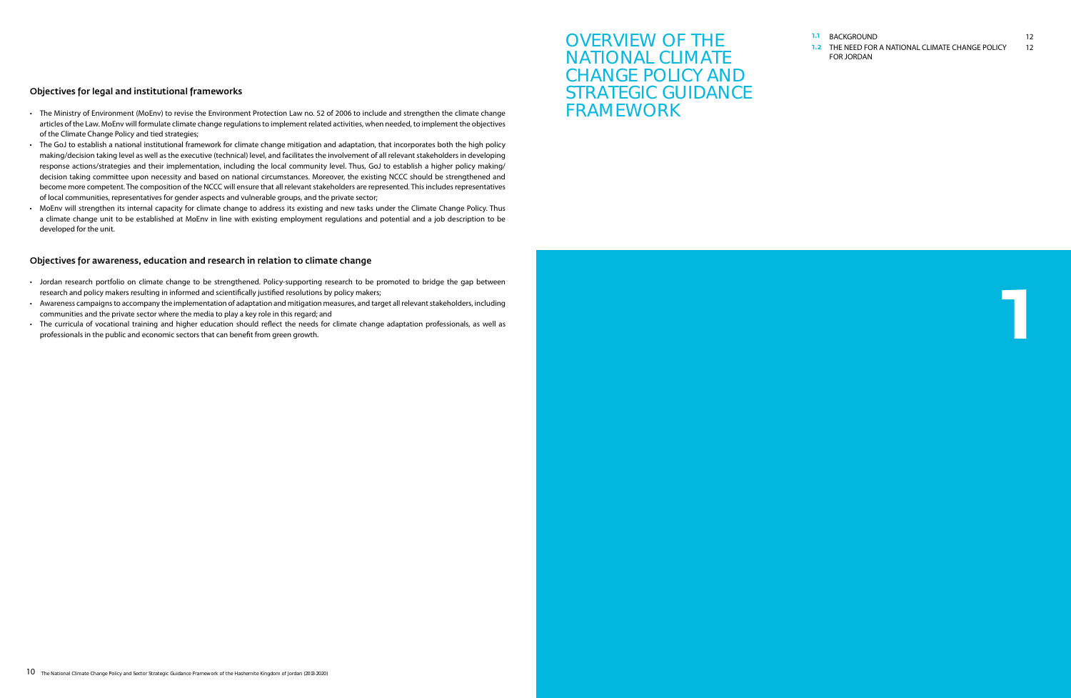### Objectives for legal and institutional frameworks

- The Ministry of Environment (MoEnv) to revise the Environment Protection Law no. 52 of 2006 to include and strengthen the climate change articles of the Law. MoEnv will formulate climate change regulations to implement related activities, when needed, to implement the objectives of the Climate Change Policy and tied strategies;
- The GoJ to establish a national institutional framework for climate change mitigation and adaptation, that incorporates both the high policy making/decision taking level as well as the executive (technical) level, and facilitates the involvement of all relevant stakeholders in developing response actions/strategies and their implementation, including the local community level. Thus, GoJ to establish a higher policy making/ decision taking committee upon necessity and based on national circumstances. Moreover, the existing NCCC should be strengthened and become more competent. The composition of the NCCC will ensure that all relevant stakeholders are represented. This includes representatives of local communities, representatives for gender aspects and vulnerable groups, and the private sector;
- MoEnv will strengthen its internal capacity for climate change to address its existing and new tasks under the Climate Change Policy. Thus a climate change unit to be established at MoEnv in line with existing employment regulations and potential and a job description to be developed for the unit.

### Objectives for awareness, education and research in relation to climate change

- Jordan research portfolio on climate change to be strengthened. Policy-supporting research to be promoted to bridge the gap between research and policy makers resulting in informed and scientifically justified resolutions by policy makers;
- Awareness campaigns to accompany the implementation of adaptation and mitigation measures, and target all relevant stakeholders, including communities and the private sector where the media to play a key role in this regard; and
- The curricula of vocational training and higher education should reflect the needs for climate change adaptation professionals, as well as professionals in the public and economic sectors that can benefit from green growth.

# 1 OVERVIEW OF THE NATIONAL CLIMATE CHANGE POLICY AND STRATEGIC GUIDANCE FRAMEWORK

1.1 BACKGROUND 12
1.2 THE NEED FOR A NATIONAL CLIMATE CHANGE POLICY FOR JORDAN 12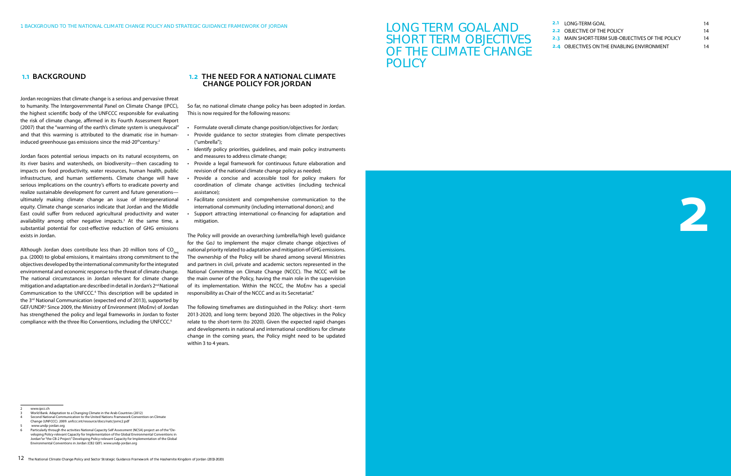## 1.1 BACKGROUND

Jordan recognizes that climate change is a serious and pervasive threat to humanity. The Intergovernmental Panel on Climate Change (IPCC), the highest scientific body of the UNFCCC responsible for evaluating the risk of climate change, affirmed in its Fourth Assessment Report (2007) that the "warming of the earth's climate system is unequivocal" and that this warming is attributed to the dramatic rise in human-induced greenhouse gas emissions since the mid-20th century.[2]

Jordan faces potential serious impacts on its natural ecosystems, on its river basins and watersheds, on biodiversity—then cascading to impacts on food productivity, water resources, human health, public infrastructure, and human settlements. Climate change will have serious implications on the country's efforts to eradicate poverty and realize sustainable development for current and future generations—ultimately making climate change an issue of intergenerational equity. Climate change scenarios indicate that Jordan and the Middle East could suffer from reduced agricultural productivity and water availability among other negative impacts.[3] At the same time, a substantial potential for cost-effective reduction of GHG emissions exists in Jordan.

Although Jordan does contribute less than 20 million tons of $CO_{2eq}$ p.a. (2000) to global emissions, it maintains strong commitment to the objectives developed by the international community for the integrated environmental and economic response to the threat of climate change. The national circumstances in Jordan relevant for climate change mitigation and adaptation are described in detail in Jordan's 2nd National Communication to the UNFCCC.[4] This description will be updated in the 3rd National Communication (expected end of 2013), supported by GEF/UNDP.[5] Since 2009, the Ministry of Environment (MoEnv) of Jordan has strengthened the policy and legal frameworks in Jordan to foster compliance with the three Rio Conventions, including the UNFCCC.[6]

## 1.2 THE NEED FOR A NATIONAL CLIMATE CHANGE POLICY FOR JORDAN

So far, no national climate change policy has been adopted in Jordan. This is now required for the following reasons:

- Formulate overall climate change position/objectives for Jordan;
- Provide guidance to sector strategies from climate perspectives ("umbrella");
- Identify policy priorities, guidelines, and main policy instruments and measures to address climate change;
- Provide a legal framework for continuous future elaboration and revision of the national climate change policy as needed;
- Provide a concise and accessible tool for policy makers for coordination of climate change activities (including technical assistance);
- Facilitate consistent and comprehensive communication to the international community (including international donors); and
- Support attracting international co-financing for adaptation and mitigation.

The Policy will provide an overarching (umbrella/high level) guidance for the GoJ to implement the major climate change objectives of national priority related to adaptation and mitigation of GHG emissions. The ownership of the Policy will be shared among several Ministries and partners in civil, private and academic sectors represented in the National Committee on Climate Change (NCCC). The NCCC will be the main owner of the Policy, having the main role in the supervision of its implementation. Within the NCCC, the MoEnv has a special responsibility as Chair of the NCCC and as its Secretariat."

The following timeframes are distinguished in the Policy: short -term 2013-2020, and long term: beyond 2020. The objectives in the Policy relate to the short-term (to 2020). Given the expected rapid changes and developments in national and international conditions for climate change in the coming years, the Policy might need to be updated within 3 to 4 years.

---

2 www.ipcc.ch

3 World Bank. Adaptation to a Changing Climate in the Arab Countries (2012)

4 Second National Communication to the United Nations Framework Convention on Climate Change (UNFCCC). 2009. unfccc.int/resource/docs/natc/jornc2.pdf

5 www.undp-jordan.org

6 Particularly through the activities National Capacity Self Assessment (NCSA) project an of the "Developing Policy-relevant Capacity for Implementation of the Global Environmental Conventions in Jordan"or "the CB-2 Project." Developing Policy-relevant Capacity for Implementation of the Global Environmental Conventions in Jordan (CB2 GEF). www.undp-jordan.org

# 2 LONG TERM GOAL AND SHORT TERM OBJECTIVES OF THE CLIMATE CHANGE POLICY

| | | |
|---|---|---|
| 2.1 | LONG-TERM GOAL | 14 |
| 2.2 | OBJECTIVE OF THE POLICY | 14 |
| 2.3 | MAIN SHORT-TERM SUB-OBJECTIVES OF THE POLICY | 14 |
| 2.4 | OBJECTIVES ON THE ENABLING ENVIRONMENT | 14 |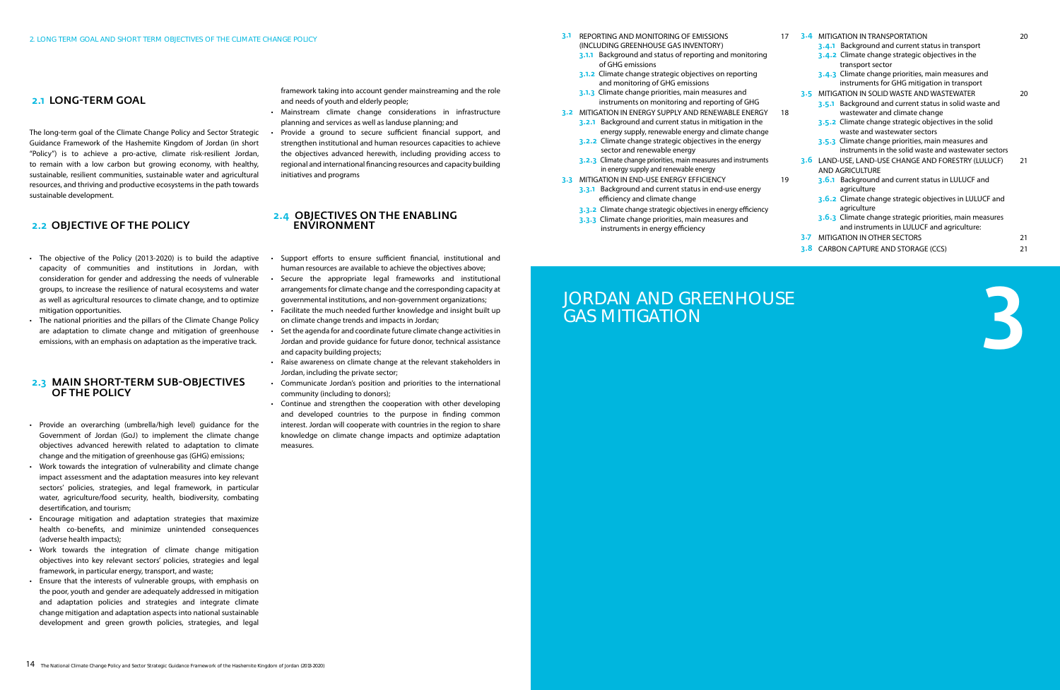## 2.1 LONG-TERM GOAL

The long-term goal of the Climate Change Policy and Sector Strategic Guidance Framework of the Hashemite Kingdom of Jordan (in short "Policy") is to achieve a pro-active, climate risk-resilient Jordan, to remain with a low carbon but growing economy, with healthy, sustainable, resilient communities, sustainable water and agricultural resources, and thriving and productive ecosystems in the path towards sustainable development.

## 2.2 OBJECTIVE OF THE POLICY

- The objective of the Policy (2013-2020) is to build the adaptive capacity of communities and institutions in Jordan, with consideration for gender and addressing the needs of vulnerable groups, to increase the resilience of natural ecosystems and water as well as agricultural resources to climate change, and to optimize mitigation opportunities.
- The national priorities and the pillars of the Climate Change Policy are adaptation to climate change and mitigation of greenhouse emissions, with an emphasis on adaptation as the imperative track.

## 2.3 MAIN SHORT-TERM SUB-OBJECTIVES OF THE POLICY

- Provide an overarching (umbrella/high level) guidance for the Government of Jordan (GoJ) to implement the climate change objectives advanced herewith related to adaptation to climate change and the mitigation of greenhouse gas (GHG) emissions;
- Work towards the integration of vulnerability and climate change impact assessment and the adaptation measures into key relevant sectors' policies, strategies, and legal framework, in particular water, agriculture/food security, health, biodiversity, combating desertification, and tourism;
- Encourage mitigation and adaptation strategies that maximize health co-benefits, and minimize unintended consequences (adverse health impacts);
- Work towards the integration of climate change mitigation objectives into key relevant sectors' policies, strategies and legal framework, in particular energy, transport, and waste;
- Ensure that the interests of vulnerable groups, with emphasis on the poor, youth and gender are adequately addressed in mitigation and adaptation policies and strategies and integrate climate change mitigation and adaptation aspects into national sustainable development and green growth policies, strategies, and legal framework taking into account gender mainstreaming and the role and needs of youth and elderly people;
- Mainstream climate change considerations in infrastructure planning and services as well as landuse planning; and
- Provide a ground to secure sufficient financial support, and strengthen institutional and human resources capacities to achieve the objectives advanced herewith, including providing access to regional and international financing resources and capacity building initiatives and programs

## 2.4 OBJECTIVES ON THE ENABLING ENVIRONMENT

- Support efforts to ensure sufficient financial, institutional and human resources are available to achieve the objectives above;
- Secure the appropriate legal frameworks and institutional arrangements for climate change and the corresponding capacity at governmental institutions, and non-government organizations;
- Facilitate the much needed further knowledge and insight built up on climate change trends and impacts in Jordan;
- Set the agenda for and coordinate future climate change activities in Jordan and provide guidance for future donor, technical assistance and capacity building projects;
- Raise awareness on climate change at the relevant stakeholders in Jordan, including the private sector;
- Communicate Jordan's position and priorities to the international community (including to donors);
- Continue and strengthen the cooperation with other developing and developed countries to the purpose in finding common interest. Jordan will cooperate with countries in the region to share knowledge on climate change impacts and optimize adaptation measures.

- 3.1 REPORTING AND MONITORING OF EMISSIONS (INCLUDING GREENHOUSE GAS INVENTORY) 17
  - 3.1.1 Background and status of reporting and monitoring of GHG emissions
  - 3.1.2 Climate change strategic objectives on reporting and monitoring of GHG emissions
  - 3.1.3 Climate change priorities, main measures and instruments on monitoring and reporting of GHG
- 3.2 MITIGATION IN ENERGY SUPPLY AND RENEWABLE ENERGY 18
  - 3.2.1 Background and current status in mitigation in the energy supply, renewable energy and climate change
  - 3.2.2 Climate change strategic objectives in the energy sector and renewable energy
  - 3.2.3 Climate change priorities, main measures and instruments in energy supply and renewable energy
- 3.3 MITIGATION IN END-USE ENERGY EFFICIENCY 19
  - 3.3.1 Background and current status in end-use energy efficiency and climate change
  - 3.3.2 Climate change strategic objectives in energy efficiency
  - 3.3.3 Climate change priorities, main measures and instruments in energy efficiency
- 3.4 MITIGATION IN TRANSPORTATION 20
  - 3.4.1 Background and current status in transport
  - 3.4.2 Climate change strategic objectives in the transport sector
  - 3.4.3 Climate change priorities, main measures and instruments for GHG mitigation in transport
- 3.5 MITIGATION IN SOLID WASTE AND WASTEWATER 20
  - 3.5.1 Background and current status in solid waste and wastewater and climate change
  - 3.5.2 Climate change strategic objectives in the solid waste and wastewater sectors
  - 3.5.3 Climate change priorities, main measures and instruments in the solid waste and wastewater sectors
- 3.6 LAND-USE, LAND-USE CHANGE AND FORESTRY (LULUCF) AND AGRICULTURE 21
  - 3.6.1 Background and current status in LULUCF and agriculture
  - 3.6.2 Climate change strategic objectives in LULUCF and agriculture
  - 3.6.3 Climate change strategic priorities, main measures and instruments in LULUCF and agriculture:
- 3.7 MITIGATION IN OTHER SECTORS 21
- 3.8 CARBON CAPTURE AND STORAGE (CCS) 21

# 3 JORDAN AND GREENHOUSE GAS MITIGATION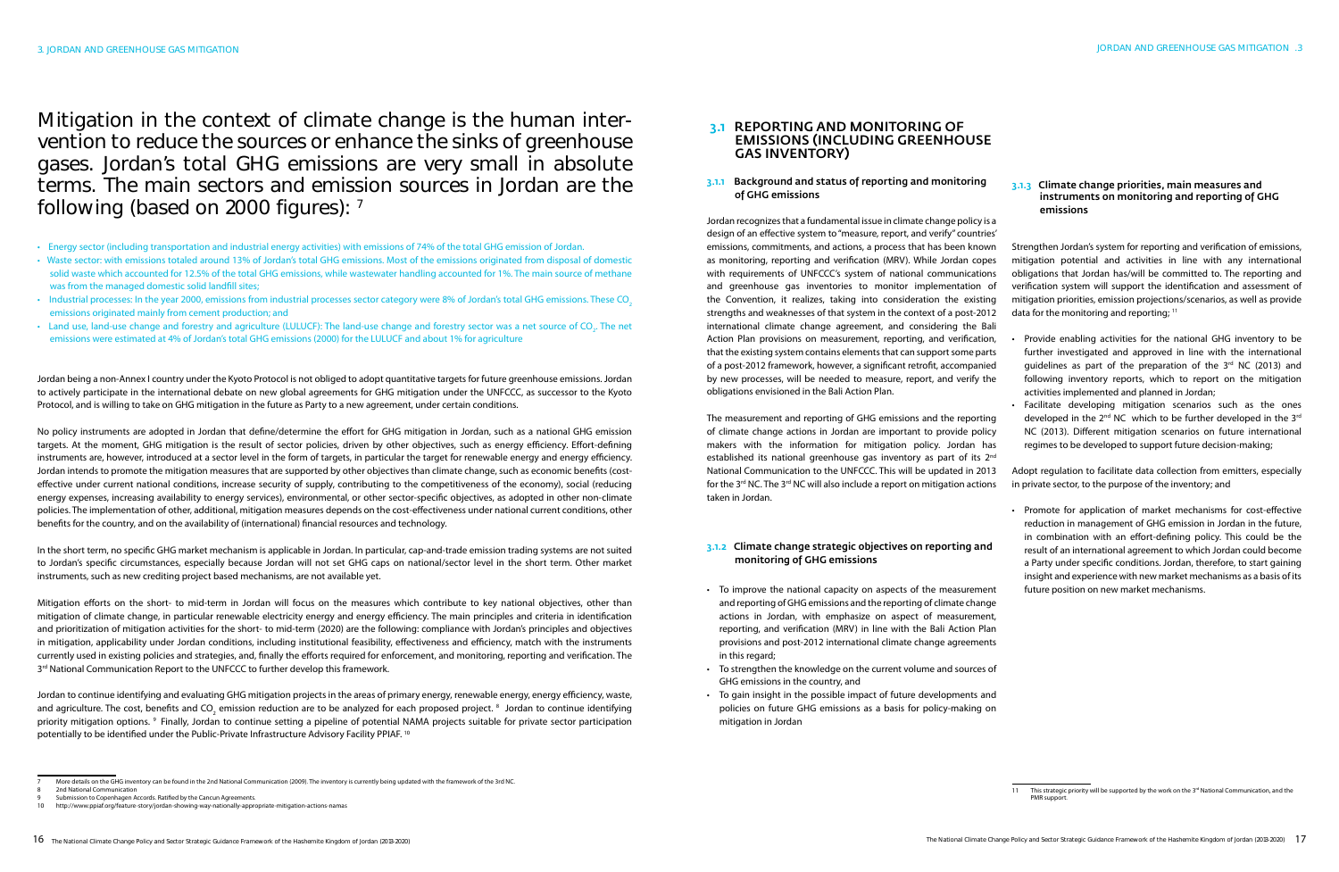Mitigation in the context of climate change is the human intervention to reduce the sources or enhance the sinks of greenhouse gases. Jordan's total GHG emissions are very small in absolute terms. The main sectors and emission sources in Jordan are the following (based on 2000 figures): [7]

- Energy sector (including transportation and industrial energy activities) with emissions of 74% of the total GHG emission of Jordan.
- Waste sector: with emissions totaled around 13% of Jordan's total GHG emissions. Most of the emissions originated from disposal of domestic solid waste which accounted for 12.5% of the total GHG emissions, while wastewater handling accounted for 1%. The main source of methane was from the managed domestic solid landfill sites;
- Industrial processes: In the year 2000, emissions from industrial processes sector category were 8% of Jordan's total GHG emissions. These $CO_2$ emissions originated mainly from cement production; and
- Land use, land-use change and forestry and agriculture (LULUCF): The land-use change and forestry sector was a net source of $CO_2$. The net emissions were estimated at 4% of Jordan's total GHG emissions (2000) for the LULUCF and about 1% for agriculture

Jordan being a non-Annex I country under the Kyoto Protocol is not obliged to adopt quantitative targets for future greenhouse emissions. Jordan to actively participate in the international debate on new global agreements for GHG mitigation under the UNFCCC, as successor to the Kyoto Protocol, and is willing to take on GHG mitigation in the future as Party to a new agreement, under certain conditions.

No policy instruments are adopted in Jordan that define/determine the effort for GHG mitigation in Jordan, such as a national GHG emission targets. At the moment, GHG mitigation is the result of sector policies, driven by other objectives, such as energy efficiency. Effort-defining instruments are, however, introduced at a sector level in the form of targets, in particular the target for renewable energy and energy efficiency. Jordan intends to promote the mitigation measures that are supported by other objectives than climate change, such as economic benefits (cost-effective under current national conditions, increase security of supply, contributing to the competitiveness of the economy), social (reducing energy expenses, increasing availability to energy services), environmental, or other sector-specific objectives, as adopted in other non-climate policies. The implementation of other, additional, mitigation measures depends on the cost-effectiveness under national current conditions, other benefits for the country, and on the availability of (international) financial resources and technology.

In the short term, no specific GHG market mechanism is applicable in Jordan. In particular, cap-and-trade emission trading systems are not suited to Jordan's specific circumstances, especially because Jordan will not set GHG caps on national/sector level in the short term. Other market instruments, such as new crediting project based mechanisms, are not available yet.

Mitigation efforts on the short- to mid-term in Jordan will focus on the measures which contribute to key national objectives, other than mitigation of climate change, in particular renewable electricity energy and energy efficiency. The main principles and criteria in identification and prioritization of mitigation activities for the short- to mid-term (2020) are the following: compliance with Jordan's principles and objectives in mitigation, applicability under Jordan conditions, including institutional feasibility, effectiveness and efficiency, match with the instruments currently used in existing policies and strategies, and, finally the efforts required for enforcement, and monitoring, reporting and verification. The 3rd National Communication Report to the UNFCCC to further develop this framework.

Jordan to continue identifying and evaluating GHG mitigation projects in the areas of primary energy, renewable energy, energy efficiency, waste, and agriculture. The cost, benefits and $CO_2$ emission reduction are to be analyzed for each proposed project. [8] Jordan to continue identifying priority mitigation options. [9] Finally, Jordan to continue setting a pipeline of potential NAMA projects suitable for private sector participation potentially to be identified under the Public-Private Infrastructure Advisory Facility PPIAF. [10]

[7] More details on the GHG inventory can be found in the 2nd National Communication (2009). The inventory is currently being updated with the framework of the 3rd NC.
[8] 2nd National Communication
[9] Submission to Copenhagen Accords. Ratified by the Cancun Agreements.
[10] http://www.ppiaf.org/feature-story/jordan-showing-way-nationally-appropriate-mitigation-actions-namas

## 3.1 REPORTING AND MONITORING OF EMISSIONS (INCLUDING GREENHOUSE GAS INVENTORY)

### 3.1.1 Background and status of reporting and monitoring of GHG emissions

Jordan recognizes that a fundamental issue in climate change policy is a design of an effective system to "measure, report, and verify" countries' emissions, commitments, and actions, a process that has been known as monitoring, reporting and verification (MRV). While Jordan copes with requirements of UNFCCC's system of national communications and greenhouse gas inventories to monitor implementation of the Convention, it realizes, taking into consideration the existing strengths and weaknesses of that system in the context of a post-2012 international climate change agreement, and considering the Bali Action Plan provisions on measurement, reporting, and verification, that the existing system contains elements that can support some parts of a post-2012 framework, however, a significant retrofit, accompanied by new processes, will be needed to measure, report, and verify the obligations envisioned in the Bali Action Plan.

The measurement and reporting of GHG emissions and the reporting of climate change actions in Jordan are important to provide policy makers with the information for mitigation policy. Jordan has established its national greenhouse gas inventory as part of its 2nd National Communication to the UNFCCC. This will be updated in 2013 for the 3rd NC. The 3rd NC will also include a report on mitigation actions taken in Jordan.

### 3.1.2 Climate change strategic objectives on reporting and monitoring of GHG emissions

- To improve the national capacity on aspects of the measurement and reporting of GHG emissions and the reporting of climate change actions in Jordan, with emphasize on aspect of measurement, reporting, and verification (MRV) in line with the Bali Action Plan provisions and post-2012 international climate change agreements in this regard;
- To strengthen the knowledge on the current volume and sources of GHG emissions in the country, and
- To gain insight in the possible impact of future developments and policies on future GHG emissions as a basis for policy-making on mitigation in Jordan

### 3.1.3 Climate change priorities, main measures and instruments on monitoring and reporting of GHG emissions

Strengthen Jordan's system for reporting and verification of emissions, mitigation potential and activities in line with any international obligations that Jordan has/will be committed to. The reporting and verification system will support the identification and assessment of mitigation priorities, emission projections/scenarios, as well as provide data for the monitoring and reporting; [11]

- Provide enabling activities for the national GHG inventory to be further investigated and approved in line with the international guidelines as part of the preparation of the 3rd NC (2013) and following inventory reports, which to report on the mitigation activities implemented and planned in Jordan;
- Facilitate developing mitigation scenarios such as the ones developed in the 2nd NC which to be further developed in the 3rd NC (2013). Different mitigation scenarios on future international regimes to be developed to support future decision-making;

Adopt regulation to facilitate data collection from emitters, especially in private sector, to the purpose of the inventory; and

- Promote for application of market mechanisms for cost-effective reduction in management of GHG emission in Jordan in the future, in combination with an effort-defining policy. This could be the result of an international agreement to which Jordan could become a Party under specific conditions. Jordan, therefore, to start gaining insight and experience with new market mechanisms as a basis of its future position on new market mechanisms.

[11] This strategic priority will be supported by the work on the 3rd National Communication, and the PMR support.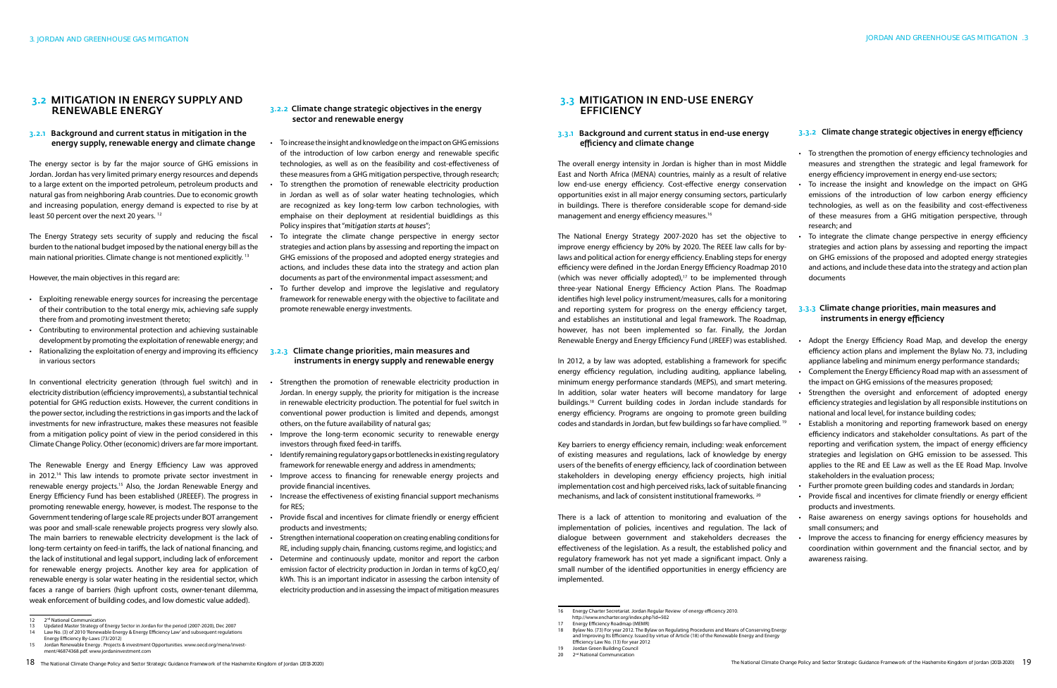## 3.2 MITIGATION IN ENERGY SUPPLY AND RENEWABLE ENERGY

### 3.2.1 Background and current status in mitigation in the energy supply, renewable energy and climate change

The energy sector is by far the major source of GHG emissions in Jordan. Jordan has very limited primary energy resources and depends to a large extent on the imported petroleum, petroleum products and natural gas from neighboring Arab countries. Due to economic growth and increasing population, energy demand is expected to rise by at least 50 percent over the next 20 years. [12]

The Energy Strategy sets security of supply and reducing the fiscal burden to the national budget imposed by the national energy bill as the main national priorities. Climate change is not mentioned explicitly. [13]

However, the main objectives in this regard are:

- Exploiting renewable energy sources for increasing the percentage of their contribution to the total energy mix, achieving safe supply there from and promoting investment thereto;
- Contributing to environmental protection and achieving sustainable development by promoting the exploitation of renewable energy; and
- Rationalizing the exploitation of energy and improving its efficiency in various sectors

In conventional electricity generation (through fuel switch) and in electricity distribution (efficiency improvements), a substantial technical potential for GHG reduction exists. However, the current conditions in the power sector, including the restrictions in gas imports and the lack of investments for new infrastructure, makes these measures not feasible from a mitigation policy point of view in the period considered in this Climate Change Policy. Other (economic) drivers are far more important.

The Renewable Energy and Energy Efficiency Law was approved in 2012.[14] This law intends to promote private sector investment in renewable energy projects.[15] Also, the Jordan Renewable Energy and Energy Efficiency Fund has been established (JREEEF). The progress in promoting renewable energy, however, is modest. The response to the Government tendering of large scale RE projects under BOT arrangement was poor and small-scale renewable projects progress very slowly also. The main barriers to renewable electricity development is the lack of long-term certainty on feed-in tariffs, the lack of national financing, and the lack of institutional and legal support, including lack of enforcement for renewable energy projects. Another key area for application of renewable energy is solar water heating in the residential sector, which faces a range of barriers (high upfront costs, owner-tenant dilemma, weak enforcement of building codes, and low domestic value added).

### 3.2.2 Climate change strategic objectives in the energy sector and renewable energy

- To increase the insight and knowledge on the impact on GHG emissions of the introduction of low carbon energy and renewable specific technologies, as well as on the feasibility and cost-effectiveness of these measures from a GHG mitigation perspective, through research;
- To strengthen the promotion of renewable electricity production in Jordan as well as of solar water heating technologies, which are recognized as key long-term low carbon technologies, with emphaise on their deployment at residential buidldings as this Policy inspires that "*mitigation starts at houses*";
- To integrate the climate change perspective in energy sector strategies and action plans by assessing and reporting the impact on GHG emissions of the proposed and adopted energy strategies and actions, and includes these data into the strategy and action plan documents as part of the environmental impact assessment; and
- To further develop and improve the legislative and regulatory framework for renewable energy with the objective to facilitate and promote renewable energy investments.

### 3.2.3 Climate change priorities, main measures and instruments in energy supply and renewable energy

- Strengthen the promotion of renewable electricity production in Jordan. In energy supply, the priority for mitigation is the increase in renewable electricity production. The potential for fuel switch in conventional power production is limited and depends, amongst others, on the future availability of natural gas;
- Improve the long-term economic security to renewable energy investors through fixed feed-in tariffs.
- Identify remaining regulatory gaps or bottlenecks in existing regulatory framework for renewable energy and address in amendments;
- Improve access to financing for renewable energy projects and provide financial incentives.
- Increase the effectiveness of existing financial support mechanisms for RES;
- Provide fiscal and incentives for climate friendly or energy efficient products and investments;
- Strengthen international cooperation on creating enabling conditions for RE, including supply chain, financing, customs regime, and logistics; and
- Determine and continuously update, monitor and report the carbon emission factor of electricity production in Jordan in terms of $kgCO_2eq$/kWh. This is an important indicator in assessing the carbon intensity of electricity production and in assessing the impact of mitigation measures

---

12 2nd National Communication

13 Updated Master Strategy of Energy Sector in Jordan for the period (2007-2020), Dec 2007

14 Law No. (3) of 2010 'Renewable Energy & Energy Efficiency Law' and subsequent regulations Energy Efficiency By-Laws (73/2012)

15 Jordan Renewable Energy . Projects & investment Opportunities. www.oecd.org/mena/investment/46874368.pdf. www.jordaninvestment.com

## 3.3 MITIGATION IN END-USE ENERGY EFFICIENCY

### 3.3.1 Background and current status in end-use energy efficiency and climate change

The overall energy intensity in Jordan is higher than in most Middle East and North Africa (MENA) countries, mainly as a result of relative low end-use energy efficiency. Cost-effective energy conservation opportunities exist in all major energy consuming sectors, particularly in buildings. There is therefore considerable scope for demand-side management and energy efficiency measures.[16]

The National Energy Strategy 2007-2020 has set the objective to improve energy efficiency by 20% by 2020. The REEE law calls for by-laws and political action for energy efficiency. Enabling steps for energy efficiency were defined in the Jordan Energy Efficiency Roadmap 2010 (which was never officially adopted),[17] to be implemented through three-year National Energy Efficiency Action Plans. The Roadmap identifies high level policy instrument/measures, calls for a monitoring and reporting system for progress on the energy efficiency target, and establishes an institutional and legal framework. The Roadmap, however, has not been implemented so far. Finally, the Jordan Renewable Energy and Energy Efficiency Fund (JREEF) was established.

In 2012, a by law was adopted, establishing a framework for specific energy efficiency regulation, including auditing, appliance labeling, minimum energy performance standards (MEPS), and smart metering. In addition, solar water heaters will become mandatory for large buildings.[18] Current building codes in Jordan include standards for energy efficiency. Programs are ongoing to promote green building codes and standards in Jordan, but few buildings so far have complied. [19]

Key barriers to energy efficiency remain, including: weak enforcement of existing measures and regulations, lack of knowledge by energy users of the benefits of energy efficiency, lack of coordination between stakeholders in developing energy efficiency projects, high initial implementation cost and high perceived risks, lack of suitable financing mechanisms, and lack of consistent institutional frameworks. [20]

There is a lack of attention to monitoring and evaluation of the implementation of policies, incentives and regulation. The lack of dialogue between government and stakeholders decreases the effectiveness of the legislation. As a result, the established policy and regulatory framework has not yet made a significant impact. Only a small number of the identified opportunities in energy efficiency are implemented.

### 3.3.2 Climate change strategic objectives in energy efficiency

- To strengthen the promotion of energy efficiency technologies and measures and strengthen the strategic and legal framework for energy efficiency improvement in energy end-use sectors;
- To increase the insight and knowledge on the impact on GHG emissions of the introduction of low carbon energy efficiency technologies, as well as on the feasibility and cost-effectiveness of these measures from a GHG mitigation perspective, through research; and
- To integrate the climate change perspective in energy efficiency strategies and action plans by assessing and reporting the impact on GHG emissions of the proposed and adopted energy strategies and actions, and include these data into the strategy and action plan documents

### 3.3.3 Climate change priorities, main measures and instruments in energy efficiency

- Adopt the Energy Efficiency Road Map, and develop the energy efficiency action plans and implement the Bylaw No. 73, including appliance labeling and minimum energy performance standards;
- Complement the Energy Efficiency Road map with an assessment of the impact on GHG emissions of the measures proposed;
- Strengthen the oversight and enforcement of adopted energy efficiency strategies and legislation by all responsible institutions on national and local level, for instance building codes;
- Establish a monitoring and reporting framework based on energy efficiency indicators and stakeholder consultations. As part of the reporting and verification system, the impact of energy efficiency strategies and legislation on GHG emission to be assessed. This applies to the RE and EE Law as well as the EE Road Map. Involve stakeholders in the evaluation process;
- Further promote green building codes and standards in Jordan;
- Provide fiscal and incentives for climate friendly or energy efficient products and investments.
- Raise awareness on energy savings options for households and small consumers; and
- Improve the access to financing for energy efficiency measures by coordination within government and the financial sector, and by awareness raising.

---

16 Energy Charter Secretariat. Jordan Regular Review of energy efficiency 2010. http://www.encharter.org/index.php?id=502

17 Energy Efficiency Roadmap (MEMR)

18 Bylaw No. (73) For year 2012. The Bylaw on Regulating Procedures and Means of Conserving Energy and Improving Its Efficiency. Issued by virtue of Article (18) of the Renewable Energy and Energy Efficiency Law No. (13) for year 2012

19 Jordan Green Building Council

20 2nd National Communication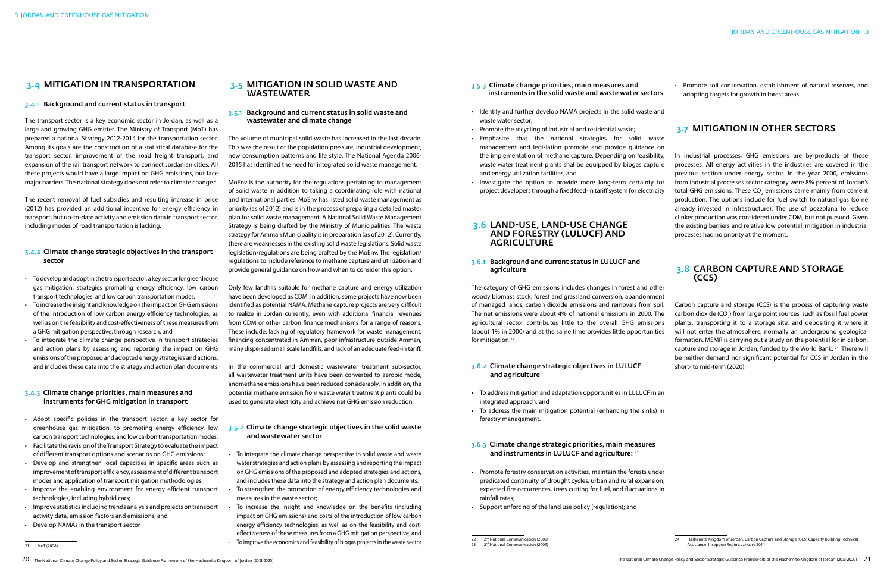## 3.4 MITIGATION IN TRANSPORTATION

### 3.4.1 Background and current status in transport

The transport sector is a key economic sector in Jordan, as well as a large and growing GHG emitter. The Ministry of Transport (MoT) has prepared a national Strategy 2012-2014 for the transportation sector. Among its goals are the construction of a statistical database for the transport sector, improvement of the road freight transport, and expansion of the rail transport network to connect Jordanian cities. All these projects would have a large impact on GHG emissions, but face major barriers. The national strategy does not refer to climate change.[21]

The recent removal of fuel subsidies and resulting increase in price (2012) has provided an additional incentive for energy efficiency in transport, but up-to-date activity and emission data in transport sector, including modes of road transportation is lacking.

### 3.4.2 Climate change strategic objectives in the transport sector

- To develop and adopt in the transport sector, a key sector for greenhouse gas mitigation, strategies promoting energy efficiency, low carbon transport technologies, and low carbon transportation modes;
- To increase the insight and knowledge on the impact on GHG emissions of the introduction of low carbon energy efficiency technologies, as well as on the feasibility and cost-effectiveness of these measures from a GHG mitigation perspective, through research; and
- To integrate the climate change perspective in transport strategies and action plans by assessing and reporting the impact on GHG emissions of the proposed and adopted energy strategies and actions, and includes these data into the strategy and action plan documents

### 3.4.3 Climate change priorities, main measures and instruments for GHG mitigation in transport

- Adopt specific policies in the transport sector, a key sector for greenhouse gas mitigation, to promoting energy efficiency, low carbon transport technologies, and low carbon transportation modes;
- Facilitate the revision of the Transport Strategy to evaluate the impact of different transport options and scenarios on GHG emissions;
- Develop and strengthen local capacities in specific areas such as improvement of transport efficiency, assessment of different transport modes and application of transport mitigation methodologies;
- Improve the enabling environment for energy efficient transport technologies, including hybrid cars;
- Improve statistics including trends analysis and projects on transport activity data, emission factors and emissions; and
- Develop NAMAs in the transport sector

21 MoT (2008)

## 3.5 MITIGATION IN SOLID WASTE AND WASTEWATER

### 3.5.1 Background and current status in solid waste and wastewater and climate change

The volume of municipal solid waste has increased in the last decade. This was the result of the population pressure, industrial development, new consumption patterns and life style. The National Agenda 2006-2015 has identified the need for integrated solid waste management.

MoEnv is the authority for the regulations pertaining to management of solid waste in addition to taking a coordinating role with national and international parties. MoEnv has listed solid waste management as priority (as of 2012) and is in the process of preparing a detailed master plan for solid waste management. A National Solid Waste Management Strategy is being drafted by the Ministry of Municipalities. The waste strategy for Amman Municipality is in preparation (as of 2012). Currently, there are weaknesses in the existing solid waste legislations. Solid waste legislation/regulations are being drafted by the MoEnv. The legislation/regulations to include reference to methane capture and utilization and provide general guidance on how and when to consider this option.

Only few landfills suitable for methane capture and energy utilization have been developed as CDM. In addition, some projects have now been identified as potential NAMA. Methane capture projects are very difficult to realize in Jordan currently, even with additional financial revenues from CDM or other carbon finance mechanisms for a range of reasons. These include: lacking of regulatory framework for waste management, financing concentrated in Amman, poor infrastructure outside Amman, many dispersed small scale landfills, and lack of an adequate feed-in tariff.

In the commercial and domestic wastewater treatment sub-sector, all wastewater treatment units have been converted to aerobic mode, andmethane emissions have been reduced considerably. In addition, the potential methane emission from waste water treatment plants could be used to generate electricity and achieve net GHG emission reduction.

### 3.5.2 Climate change strategic objectives in the solid waste and wastewater sector

- To integrate the climate change perspective in solid waste and waste water strategies and action plans by assessing and reporting the impact on GHG emissions of the proposed and adopted strategies and actions, and includes these data into the strategy and action plan documents;
- To strengthen the promotion of energy efficiency technologies and measures in the waste sector;
- To increase the insight and knowledge on the benefits (including impact on GHG emissions) and costs of the introduction of low carbon energy efficiency technologies, as well as on the feasibility and cost-effectiveness of these measures from a GHG mitigation perspective; and
- To improve the economics and feasibility of biogas projects in the waste sector

### 3.5.3 Climate change priorities, main measures and instruments in the solid waste and waste water sectors

- Identify and further develop NAMA projects in the solid waste and waste water sector;
- Promote the recycling of industrial and residential waste;
- Emphasize that the national strategies for solid waste management and legislation promote and provide guidance on the implementation of methane capture. Depending on feasibility, waste water treatment plants shal be equipped by biogas capture and energy utilization facilities; and
- Investigate the option to provide more long-term certainty for project developers through a fixed feed-in tariff system for electricity

## 3.6 LAND-USE, LAND-USE CHANGE AND FORESTRY (LULUCF) AND AGRICULTURE

### 3.6.1 Background and current status in LULUCF and agriculture

The category of GHG emissions includes changes in forest and other woody biomass stock, forest and grassland conversion, abandonment of managed lands, carbon dioxide emissions and removals from soil. The net emissions were about 4% of national emissions in 2000. The agricultural sector contributes little to the overall GHG emissions (about 1% in 2000) and at the same time provides little opportunities for mitigation.[22]

### 3.6.2 Climate change strategic objectives in LULUCF and agriculture

- To address mitigation and adaptation opportunities in LULUCF in an integrated approach; and
- To address the main mitigation potential (enhancing the sinks) in forestry management.

### 3.6.3 Climate change strategic priorities, main measures and instruments in LULUCF and agriculture:[23]

- Promote forestry conservation activities, maintain the forests under predicated continuity of drought cycles, urban and rural expansion, expected fire occurrences, trees cutting for fuel, and fluctuations in rainfall rates;
- Support enforcing of the land use policy (regulation); and
- Promote soil conservation, establishment of natural reserves, and adopting targets for growth in forest areas

22 2nd National Communication (2009)
23 2nd National Communication (2009)

## 3.7 MITIGATION IN OTHER SECTORS

In industrial processes, GHG emissions are by-products of those processes. All energy activities in the industries are covered in the previous section under energy sector. In the year 2000, emissions from industrial processes sector category were 8% percent of Jordan's total GHG emissions. These $CO_2$ emissions came mainly from cement production. The options include for fuel switch to natural gas (some already invested in infrastructure). The use of pozzolana to reduce clinker production was considered under CDM, but not pursued. Given the existing barriers and relative low potential, mitigation in industrial processes had no priority at the moment.

## 3.8 CARBON CAPTURE AND STORAGE (CCS)

Carbon capture and storage (CCS) is the process of capturing waste carbon dioxide ($CO_2$) from large point sources, such as fossil fuel power plants, transporting it to a storage site, and depositing it where it will not enter the atmosphere, normally an underground geological formation. MEMR is carrying out a study on the potential for in carbon, capture and storage in Jordan, funded by the World Bank.[24] There will be neither demand nor significant potential for CCS in Jordan in the short- to mid-term (2020).

24 Hashemite Kingdom of Jordan. Carbon Capture and Storage (CCS) Capacity Building Technical Assistance. Inception Report. January 2011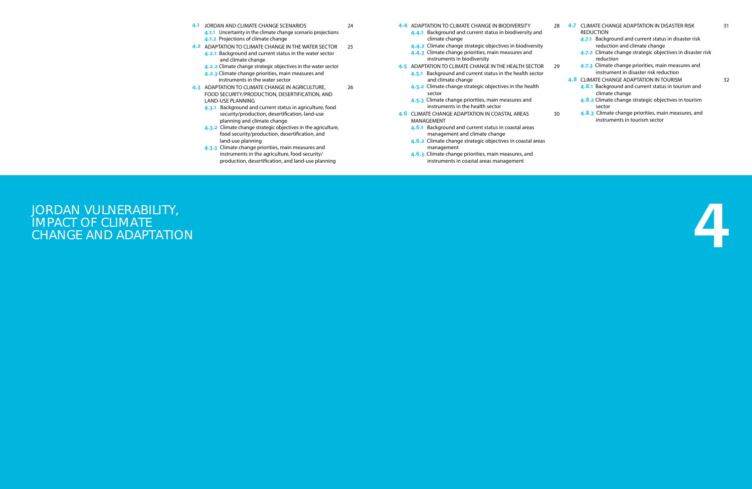# 4 JORDAN VULNERABILITY, IMPACT OF CLIMATE CHANGE AND ADAPTATION

- **4.1** JORDAN AND CLIMATE CHANGE SCENARIOS — 24
  - **4.1.1** Uncertainty in the climate change scenario projections
  - **4.1.2** Projections of climate change
- **4.2** ADAPTATION TO CLIMATE CHANGE IN THE WATER SECTOR — 25
  - **4.2.1** Background and current status in the water sector and climate change
  - **4.2.2** Climate change strategic objectives in the water sector
  - **4.2.3** Climate change priorities, main measures and instruments in the water sector
- **4.3** ADAPTATION TO CLIMATE CHANGE IN AGRICULTURE, FOOD SECURITY/PRODUCTION, DESERTIFICATION, AND LAND-USE PLANNING — 26
  - **4.3.1** Background and current status in agriculture, food security/production, desertification, land-use planning and climate change
  - **4.3.2** Climate change strategic objectives in the agriculture, food security/production, desertification, and land-use planning
  - **4.3.3** Climate change priorities, main measures and instruments in the agriculture, food security/ production, desertification, and land-use planning
- **4.4** ADAPTATION TO CLIMATE CHANGE IN BIODIVERSITY — 28
  - **4.4.1** Background and current status in biodiversity and climate change
  - **4.4.2** Climate change strategic objectives in biodiversity
  - **4.4.3** Climate change priorities, main measures and instruments in biodiversity
- **4.5** ADAPTATION TO CLIMATE CHANGE IN THE HEALTH SECTOR — 29
  - **4.5.1** Background and current status in the health sector and climate change
  - **4.5.2** Climate change strategic objectives in the health sector
  - **4.5.3** Climate change priorities, main measures and instruments in the health sector
- **4.6** CLIMATE CHANGE ADAPTATION IN COASTAL AREAS MANAGEMENT — 30
  - **4.6.1** Background and current status in coastal areas management and climate change
  - **4.6.2** Climate change strategic objectives in coastal areas management
  - **4.6.3** Climate change priorities, main measures, and instruments in coastal areas management
- **4.7** CLIMATE CHANGE ADAPTATION IN DISASTER RISK REDUCTION — 31
  - **4.7.1** Background and current status in disaster risk reduction and climate change
  - **4.7.2** Climate change strategic objectives in disaster risk reduction
  - **4.7.3** Climate change priorities, main measures and instrument in disaster risk reduction
- **4.8** CLIMATE CHANGE ADAPTATION IN TOURISM — 32
  - **4.8.1** Background and current status in tourism and climate change
  - **4.8.2** Climate change strategic objectives in tourism sector
  - **4.8.3** Climate change priorities, main measures, and instruments in tourism sector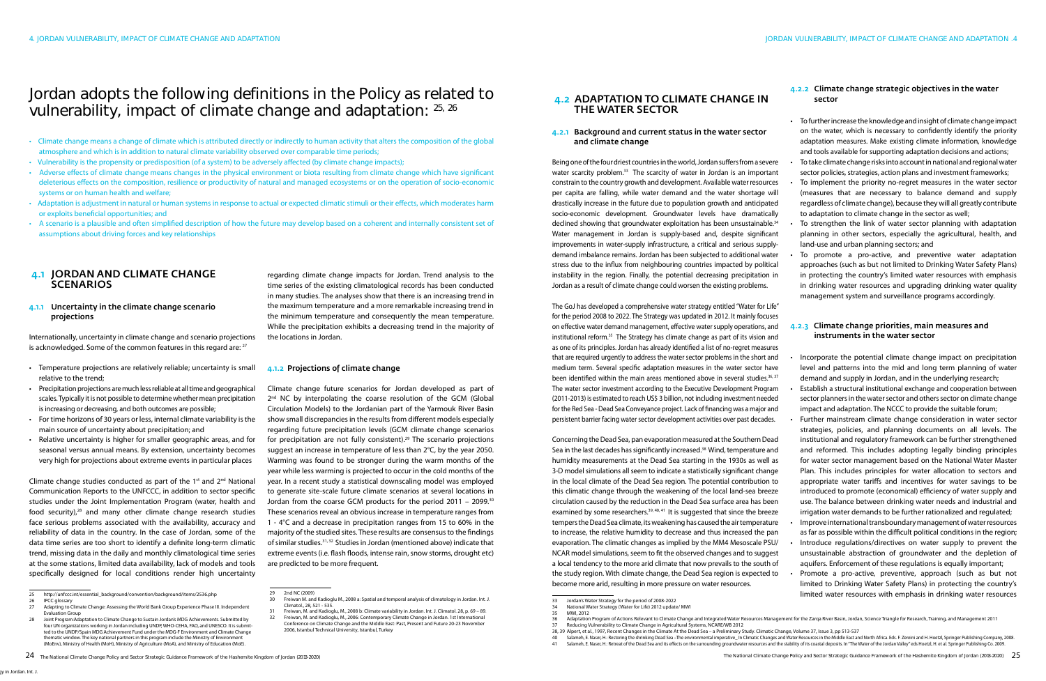# Jordan adopts the following definitions in the Policy as related to vulnerability, impact of climate change and adaptation: [25, 26]

- Climate change means a change of climate which is attributed directly or indirectly to human activity that alters the composition of the global atmosphere and which is in addition to natural climate variability observed over comparable time periods;
- Vulnerability is the propensity or predisposition (of a system) to be adversely affected (by climate change impacts);
- Adverse effects of climate change means changes in the physical environment or biota resulting from climate change which have significant deleterious effects on the composition, resilience or productivity of natural and managed ecosystems or on the operation of socio-economic systems or on human health and welfare;
- Adaptation is adjustment in natural or human systems in response to actual or expected climatic stimuli or their effects, which moderates harm or exploits beneficial opportunities; and
- A scenario is a plausible and often simplified description of how the future may develop based on a coherent and internally consistent set of assumptions about driving forces and key relationships

## 4.1 JORDAN AND CLIMATE CHANGE SCENARIOS

### 4.1.1 Uncertainty in the climate change scenario projections

Internationally, uncertainty in climate change and scenario projections is acknowledged. Some of the common features in this regard are: [27]

- Temperature projections are relatively reliable; uncertainty is small relative to the trend;
- Precipitation projections are much less reliable at all time and geographical scales. Typically it is not possible to determine whether mean precipitation is increasing or decreasing, and both outcomes are possible;
- For time horizons of 30 years or less, internal climate variability is the main source of uncertainty about precipitation; and
- Relative uncertainty is higher for smaller geographic areas, and for seasonal versus annual means. By extension, uncertainty becomes very high for projections about extreme events in particular places

Climate change studies conducted as part of the 1st and 2nd National Communication Reports to the UNFCCC, in addition to sector specific studies under the Joint Implementation Program (water, health and food security),[28] and many other climate change research studies face serious problems associated with the availability, accuracy and reliability of data in the country. In the case of Jordan, some of the data time series are too short to identify a definite long-term climatic trend, missing data in the daily and monthly climatological time series at the some stations, limited data availability, lack of models and tools specifically designed for local conditions render high uncertainty regarding climate change impacts for Jordan. Trend analysis to the time series of the existing climatological records has been conducted in many studies. The analyses show that there is an increasing trend in the maximum temperature and a more remarkable increasing trend in the minimum temperature and consequently the mean temperature. While the precipitation exhibits a decreasing trend in the majority of the locations in Jordan.

### 4.1.2 Projections of climate change

Climate change future scenarios for Jordan developed as part of 2nd NC by interpolating the coarse resolution of the GCM (Global Circulation Models) to the Jordanian part of the Yarmouk River Basin show small discrepancies in the results from different models especially regarding future precipitation levels (GCM climate change scenarios for precipitation are not fully consistent).[29] The scenario projections suggest an increase in temperature of less than 2°C, by the year 2050. Warming was found to be stronger during the warm months of the year while less warming is projected to occur in the cold months of the year. In a recent study a statistical downscaling model was employed to generate site-scale future climate scenarios at several locations in Jordan from the coarse GCM products for the period 2011 – 2099.[30] These scenarios reveal an obvious increase in temperature ranges from 1 - 4°C and a decrease in precipitation ranges from 15 to 60% in the majority of the studied sites. These results are consensus to the findings of similar studies.[31, 32] Studies in Jordan (mentioned above) indicate that extreme events (i.e. flash floods, intense rain, snow storms, drought etc) are predicted to be more frequent.

25 http://unfccc.int/essential_background/convention/background/items/2536.php
26 IPCC glossary
27 Adapting to Climate Change: Assessing the World Bank Group Experience Phase III. Independent Evaluation Group
28 Joint Program Adaptation to Climate Change to Sustain Jordan's MDG Achievements. Submitted by four UN organizations working in Jordan including UNDP, WHO-CEHA, FAO, and UNESCO. It is submitted to the UNDP/Spain MDG Achievement Fund under the MDG-F Environment and Climate Change thematic window. The key national partners in this program include the Ministry of Environment (MoEnv), Ministry of Health (MoH), Ministry of Agriculture (MoA), and Ministry of Education (MoE).
29 2nd NC (2009)
30 Freiwan M. and Kadioglu M., 2008 a: Spatial and temporal analysis of climatology in Jordan. Int. J. Climatol., 28, 521 - 535.
31 Freiwan, M. and Kadioglu, M., 2008 b: Climate variability in Jordan. Int. J. Climatol. 28, p. 69 – 89.
32 Freiwan, M. and Kadioglu, M., 2006: Contemporary Climate Change in Jordan. 1st International Conference on Climate Change and the Middle East: Past, Present and Future 20-23 November 2006, Istanbul Technical University, Istanbul, Turkey

## 4.2 ADAPTATION TO CLIMATE CHANGE IN THE WATER SECTOR

### 4.2.1 Background and current status in the water sector and climate change

Being one of the four driest countries in the world, Jordan suffers from a severe water scarcity problem.[33] The scarcity of water in Jordan is an important constrain to the country growth and development. Available water resources per capita are falling, while water demand and the water shortage will drastically increase in the future due to population growth and anticipated socio-economic development. Groundwater levels have dramatically declined showing that groundwater exploitation has been unsustainable.[34] Water management in Jordan is supply-based and, despite significant improvements in water-supply infrastructure, a critical and serious supply-demand imbalance remains. Jordan has been subjected to additional water stress due to the influx from neighbouring countries impacted by political instability in the region. Finally, the potential decreasing precipitation in Jordan as a result of climate change could worsen the existing problems.

The GoJ has developed a comprehensive water strategy entitled "Water for Life" for the period 2008 to 2022. The Strategy was updated in 2012. It mainly focuses on effective water demand management, effective water supply operations, and institutional reform.[35] The Strategy has climate change as part of its vision and as one of its principles. Jordan has already identified a list of no-regret measures that are required urgently to address the water sector problems in the short and medium term. Several specific adaptation measures in the water sector have been identified within the main areas mentioned above in several studies.[36, 37] The water sector investment according to the Executive Development Program (2011-2013) is estimated to reach US$ 3 billion, not including investment needed for the Red Sea - Dead Sea Conveyance project. Lack of financing was a major and persistent barrier facing water sector development activities over past decades.

Concerning the Dead Sea, pan evaporation measured at the Southern Dead Sea in the last decades has significantly increased.[38] Wind, temperature and humidity measurements at the Dead Sea starting in the 1930s as well as 3-D model simulations all seem to indicate a statistically significant change in the local climate of the Dead Sea region. The potential contribution to this climatic change through the weakening of the local land-sea breeze circulation caused by the reduction in the Dead Sea surface area has been examined by some researchers.[39, 40, 41] It is suggested that since the breeze tempers the Dead Sea climate, its weakening has caused the air temperature to increase, the relative humidity to decrease and thus increased the pan evaporation. The climatic changes as implied by the MM4 Mesoscale PSU/NCAR model simulations, seem to fit the observed changes and to suggest a local tendency to the more arid climate that now prevails to the south of the study region. With climate change, the Dead Sea region is expected to become more arid, resulting in more pressure on water resources.

### 4.2.2 Climate change strategic objectives in the water sector

- To further increase the knowledge and insight of climate change impact on the water, which is necessary to confidently identify the priority adaptation measures. Make existing climate information, knowledge and tools available for supporting adaptation decisions and actions;
- To take climate change risks into account in national and regional water sector policies, strategies, action plans and investment frameworks;
- To implement the priority no-regret measures in the water sector (measures that are necessary to balance demand and supply regardless of climate change), because they will all greatly contribute to adaptation to climate change in the sector as well;
- To strengthen the link of water sector planning with adaptation planning in other sectors, especially the agricultural, health, and land-use and urban planning sectors; and
- To promote a pro-active, and preventive water adaptation approaches (such as but not limited to Drinking Water Safety Plans) in protecting the country's limited water resources with emphasis in drinking water resources and upgrading drinking water quality management system and surveillance programs accordingly.

### 4.2.3 Climate change priorities, main measures and instruments in the water sector

- Incorporate the potential climate change impact on precipitation level and patterns into the mid and long term planning of water demand and supply in Jordan, and in the underlying research;
- Establish a structural institutional exchange and cooperation between sector planners in the water sector and other sector on climate change impact and adaptation. The NCCC to provide the suitable forum;
- Further mainstream climate change consideration in water sector strategies, policies, and planning documents on all levels. The institutional and regulatory framework can be further strengthened and reformed. This includes adopting legally binding principles for water sector management based on the National Water Master Plan. This includes principles for water allocation to sectors and appropriate water tariffs and incentives for water savings to be introduced to promote (economical) efficiency of water supply and use. The balance between drinking water needs and industrial and irrigation water demands to be further rationalized and regulated;
- Improve international transboundary management of water resources as far as possible within the difficult political conditions in the region;
- Introduce regulations/directives on water supply to prevent the unsustainable abstraction of groundwater and the depletion of aquifers. Enforcement of these regulations is equally important;
- Promote a pro-active, preventive, approach (such as but not limited to Drinking Water Safety Plans) in protecting the country's limited water resources with emphasis in drinking water resources

33 Jordan's Water Strategy for the period of 2008-2022
34 National Water Strategy (Water for Life) 2012 update/ MWI
35 MWI, 2012
36 Adaptation Program of Actions Relevant to Climate Change and Integrated Water Resources Management for the Zarqa River Basin, Jordan, Science Triangle for Research, Training, and Management 2011
37 Reducing Vulnerability to Climate Change in Agricultural Systems, NCARE/WB 2012
38, 39 Alpert, et al., 1997, Recent Changes in the Climate At the Dead Sea – a Preliminary Study. Climatic Change, Volume 37, Issue 3, pp 513-537
40 Salameh, E. Naser, H.: Restoring the shrinking Dead Sea –The environmental imperative_ In Climatic Changes and Water Resources in the Middle East and North Africa. Eds. F. Zereini and H. Hoetzl, Springer Publishing Company, 2008.
41 Salameh, E. Naser, H.: Retreat of the Dead Sea and its effects on the surrounding groundwater resources and the stability of its coastal deposits. In "The Water of the Jordan Valley" eds Hoetzl, H. et al. Springer Publishing Co. 2009.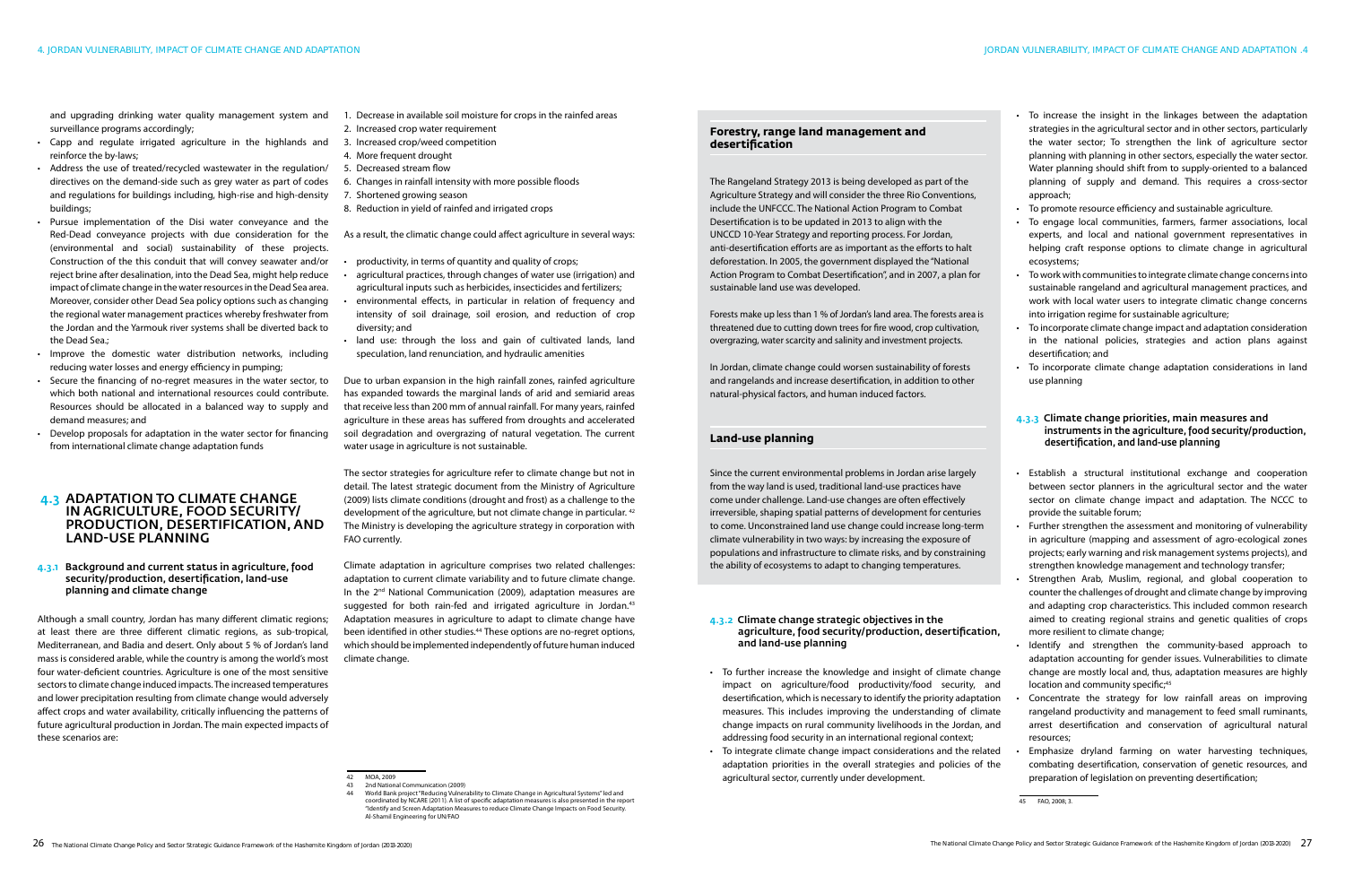and upgrading drinking water quality management system and surveillance programs accordingly;

- Capp and regulate irrigated agriculture in the highlands and reinforce the by-laws;
- Address the use of treated/recycled wastewater in the regulation/ directives on the demand-side such as grey water as part of codes and regulations for buildings including, high-rise and high-density buildings;
- Pursue implementation of the Disi water conveyance and the Red-Dead conveyance projects with due consideration for the (environmental and social) sustainability of these projects. Construction of the this conduit that will convey seawater and/or reject brine after desalination, into the Dead Sea, might help reduce impact of climate change in the water resources in the Dead Sea area. Moreover, consider other Dead Sea policy options such as changing the regional water management practices whereby freshwater from the Jordan and the Yarmouk river systems shall be diverted back to the Dead Sea.;
- Improve the domestic water distribution networks, including reducing water losses and energy efficiency in pumping;
- Secure the financing of no-regret measures in the water sector, to which both national and international resources could contribute. Resources should be allocated in a balanced way to supply and demand measures; and
- Develop proposals for adaptation in the water sector for financing from international climate change adaptation funds

## 4.3 ADAPTATION TO CLIMATE CHANGE IN AGRICULTURE, FOOD SECURITY/ PRODUCTION, DESERTIFICATION, AND LAND-USE PLANNING

### 4.3.1 Background and current status in agriculture, food security/production, desertification, land-use planning and climate change

Although a small country, Jordan has many different climatic regions; at least there are three different climatic regions, as sub-tropical, Mediterranean, and Badia and desert. Only about 5 % of Jordan's land mass is considered arable, while the country is among the world's most four water-deficient countries. Agriculture is one of the most sensitive sectors to climate change induced impacts. The increased temperatures and lower precipitation resulting from climate change would adversely affect crops and water availability, critically influencing the patterns of future agricultural production in Jordan. The main expected impacts of these scenarios are:

1. Decrease in available soil moisture for crops in the rainfed areas
2. Increased crop water requirement
3. Increased crop/weed competition
4. More frequent drought
5. Decreased stream flow
6. Changes in rainfall intensity with more possible floods
7. Shortened growing season
8. Reduction in yield of rainfed and irrigated crops

As a result, the climatic change could affect agriculture in several ways:

- productivity, in terms of quantity and quality of crops;
- agricultural practices, through changes of water use (irrigation) and agricultural inputs such as herbicides, insecticides and fertilizers;
- environmental effects, in particular in relation of frequency and intensity of soil drainage, soil erosion, and reduction of crop diversity; and
- land use: through the loss and gain of cultivated lands, land speculation, land renunciation, and hydraulic amenities

Due to urban expansion in the high rainfall zones, rainfed agriculture has expanded towards the marginal lands of arid and semiarid areas that receive less than 200 mm of annual rainfall. For many years, rainfed agriculture in these areas has suffered from droughts and accelerated soil degradation and overgrazing of natural vegetation. The current water usage in agriculture is not sustainable.

The sector strategies for agriculture refer to climate change but not in detail. The latest strategic document from the Ministry of Agriculture (2009) lists climate conditions (drought and frost) as a challenge to the development of the agriculture, but not climate change in particular. [42] The Ministry is developing the agriculture strategy in corporation with FAO currently.

Climate adaptation in agriculture comprises two related challenges: adaptation to current climate variability and to future climate change. In the 2nd National Communication (2009), adaptation measures are suggested for both rain-fed and irrigated agriculture in Jordan.[43] Adaptation measures in agriculture to adapt to climate change have been identified in other studies.[44] These options are no-regret options, which should be implemented independently of future human induced climate change.

[42] MOA, 2009

[43] 2nd National Communication (2009)

[44] World Bank project "Reducing Vulnerability to Climate Change in Agricultural Systems" led and coordinated by NCARE (2011). A list of specific adaptation measures is also presented in the report "Identify and Screen Adaptation Measures to reduce Climate Change Impacts on Food Security. Al-Shamil Engineering for UN/FAO

### Forestry, range land management and desertification

The Rangeland Strategy 2013 is being developed as part of the Agriculture Strategy and will consider the three Rio Conventions, include the UNFCCC. The National Action Program to Combat Desertification is to be updated in 2013 to align with the UNCCD 10-Year Strategy and reporting process. For Jordan, anti-desertification efforts are as important as the efforts to halt deforestation. In 2005, the government displayed the "National Action Program to Combat Desertification", and in 2007, a plan for sustainable land use was developed.

Forests make up less than 1 % of Jordan's land area. The forests area is threatened due to cutting down trees for fire wood, crop cultivation, overgrazing, water scarcity and salinity and investment projects.

In Jordan, climate change could worsen sustainability of forests and rangelands and increase desertification, in addition to other natural-physical factors, and human induced factors.

### Land-use planning

Since the current environmental problems in Jordan arise largely from the way land is used, traditional land-use practices have come under challenge. Land-use changes are often effectively irreversible, shaping spatial patterns of development for centuries to come. Unconstrained land use change could increase long-term climate vulnerability in two ways: by increasing the exposure of populations and infrastructure to climate risks, and by constraining the ability of ecosystems to adapt to changing temperatures.

### 4.3.2 Climate change strategic objectives in the agriculture, food security/production, desertification, and land-use planning

- To further increase the knowledge and insight of climate change impact on agriculture/food productivity/food security, and desertification, which is necessary to identify the priority adaptation measures. This includes improving the understanding of climate change impacts on rural community livelihoods in the Jordan, and addressing food security in an international regional context;
- To integrate climate change impact considerations and the related adaptation priorities in the overall strategies and policies of the agricultural sector, currently under development.
- To increase the insight in the linkages between the adaptation strategies in the agricultural sector and in other sectors, particularly the water sector; To strengthen the link of agriculture sector planning with planning in other sectors, especially the water sector. Water planning should shift from to supply-oriented to a balanced planning of supply and demand. This requires a cross-sector approach;
- To promote resource efficiency and sustainable agriculture.
- To engage local communities, farmers, farmer associations, local experts, and local and national government representatives in helping craft response options to climate change in agricultural ecosystems;
- To work with communities to integrate climate change concerns into sustainable rangeland and agricultural management practices, and work with local water users to integrate climatic change concerns into irrigation regime for sustainable agriculture;
- To incorporate climate change impact and adaptation consideration in the national policies, strategies and action plans against desertification; and
- To incorporate climate change adaptation considerations in land use planning

### 4.3.3 Climate change priorities, main measures and instruments in the agriculture, food security/production, desertification, and land-use planning

- Establish a structural institutional exchange and cooperation between sector planners in the agricultural sector and the water sector on climate change impact and adaptation. The NCCC to provide the suitable forum;
- Further strengthen the assessment and monitoring of vulnerability in agriculture (mapping and assessment of agro-ecological zones projects; early warning and risk management systems projects), and strengthen knowledge management and technology transfer;
- Strengthen Arab, Muslim, regional, and global cooperation to counter the challenges of drought and climate change by improving and adapting crop characteristics. This included common research aimed to creating regional strains and genetic qualities of crops more resilient to climate change;
- Identify and strengthen the community-based approach to adaptation accounting for gender issues. Vulnerabilities to climate change are mostly local and, thus, adaptation measures are highly location and community specific;[45]
- Concentrate the strategy for low rainfall areas on improving rangeland productivity and management to feed small ruminants, arrest desertification and conservation of agricultural natural resources;
- Emphasize dryland farming on water harvesting techniques, combating desertification, conservation of genetic resources, and preparation of legislation on preventing desertification;

[45] FAO, 2008, 3.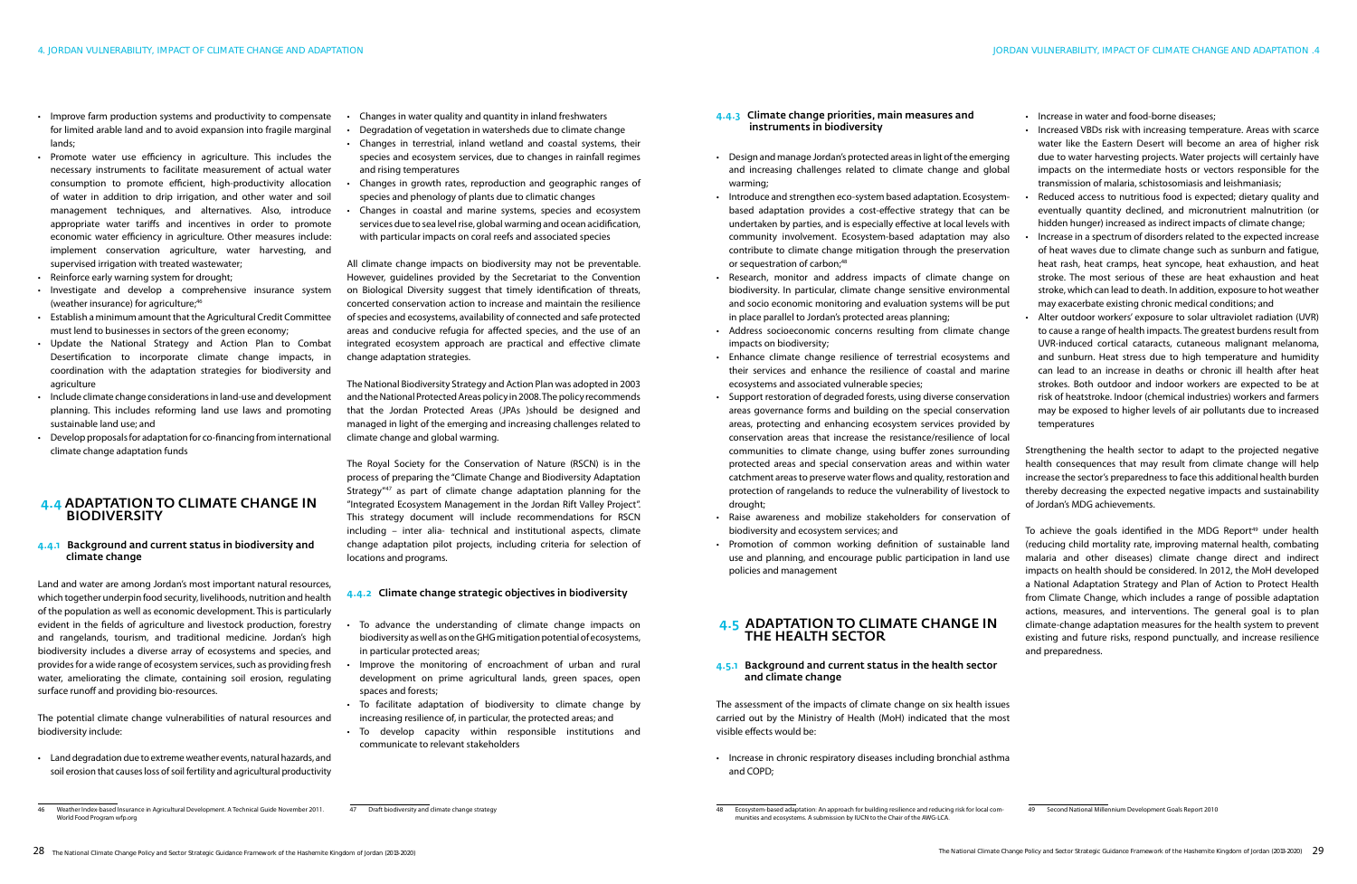- Improve farm production systems and productivity to compensate for limited arable land and to avoid expansion into fragile marginal lands;
- Promote water use efficiency in agriculture. This includes the necessary instruments to facilitate measurement of actual water consumption to promote efficient, high-productivity allocation of water in addition to drip irrigation, and other water and soil management techniques, and alternatives. Also, introduce appropriate water tariffs and incentives in order to promote economic water efficiency in agriculture. Other measures include: implement conservation agriculture, water harvesting, and supervised irrigation with treated wastewater;
- Reinforce early warning system for drought;
- Investigate and develop a comprehensive insurance system (weather insurance) for agriculture;[46]
- Establish a minimum amount that the Agricultural Credit Committee must lend to businesses in sectors of the green economy;
- Update the National Strategy and Action Plan to Combat Desertification to incorporate climate change impacts, in coordination with the adaptation strategies for biodiversity and agriculture
- Include climate change considerations in land-use and development planning. This includes reforming land use laws and promoting sustainable land use; and
- Develop proposals for adaptation for co-financing from international climate change adaptation funds

## 4.4 ADAPTATION TO CLIMATE CHANGE IN BIODIVERSITY

### 4.4.1 Background and current status in biodiversity and climate change

Land and water are among Jordan's most important natural resources, which together underpin food security, livelihoods, nutrition and health of the population as well as economic development. This is particularly evident in the fields of agriculture and livestock production, forestry and rangelands, tourism, and traditional medicine. Jordan's high biodiversity includes a diverse array of ecosystems and species, and provides for a wide range of ecosystem services, such as providing fresh water, ameliorating the climate, containing soil erosion, regulating surface runoff and providing bio-resources.

The potential climate change vulnerabilities of natural resources and biodiversity include:

- Land degradation due to extreme weather events, natural hazards, and soil erosion that causes loss of soil fertility and agricultural productivity
- Changes in water quality and quantity in inland freshwaters
- Degradation of vegetation in watersheds due to climate change
- Changes in terrestrial, inland wetland and coastal systems, their species and ecosystem services, due to changes in rainfall regimes and rising temperatures
- Changes in growth rates, reproduction and geographic ranges of species and phenology of plants due to climatic changes
- Changes in coastal and marine systems, species and ecosystem services due to sea level rise, global warming and ocean acidification, with particular impacts on coral reefs and associated species

All climate change impacts on biodiversity may not be preventable. However, guidelines provided by the Secretariat to the Convention on Biological Diversity suggest that timely identification of threats, concerted conservation action to increase and maintain the resilience of species and ecosystems, availability of connected and safe protected areas and conducive refugia for affected species, and the use of an integrated ecosystem approach are practical and effective climate change adaptation strategies.

The National Biodiversity Strategy and Action Plan was adopted in 2003 and the National Protected Areas policy in 2008. The policy recommends that the Jordan Protected Areas (JPAs )should be designed and managed in light of the emerging and increasing challenges related to climate change and global warming.

The Royal Society for the Conservation of Nature (RSCN) is in the process of preparing the "Climate Change and Biodiversity Adaptation Strategy"[47] as part of climate change adaptation planning for the "Integrated Ecosystem Management in the Jordan Rift Valley Project". This strategy document will include recommendations for RSCN including – inter alia- technical and institutional aspects, climate change adaptation pilot projects, including criteria for selection of locations and programs.

### 4.4.2 Climate change strategic objectives in biodiversity

- To advance the understanding of climate change impacts on biodiversity as well as on the GHG mitigation potential of ecosystems, in particular protected areas;
- Improve the monitoring of encroachment of urban and rural development on prime agricultural lands, green spaces, open spaces and forests;
- To facilitate adaptation of biodiversity to climate change by increasing resilience of, in particular, the protected areas; and
- To develop capacity within responsible institutions and communicate to relevant stakeholders

### 4.4.3 Climate change priorities, main measures and instruments in biodiversity

- Design and manage Jordan's protected areas in light of the emerging and increasing challenges related to climate change and global warming;
- Introduce and strengthen eco-system based adaptation. Ecosystem-based adaptation provides a cost-effective strategy that can be undertaken by parties, and is especially effective at local levels with community involvement. Ecosystem-based adaptation may also contribute to climate change mitigation through the preservation or sequestration of carbon;[48]
- Research, monitor and address impacts of climate change on biodiversity. In particular, climate change sensitive environmental and socio economic monitoring and evaluation systems will be put in place parallel to Jordan's protected areas planning;
- Address socioeconomic concerns resulting from climate change impacts on biodiversity;
- Enhance climate change resilience of terrestrial ecosystems and their services and enhance the resilience of coastal and marine ecosystems and associated vulnerable species;
- Support restoration of degraded forests, using diverse conservation areas governance forms and building on the special conservation areas, protecting and enhancing ecosystem services provided by conservation areas that increase the resistance/resilience of local communities to climate change, using buffer zones surrounding protected areas and special conservation areas and within water catchment areas to preserve water flows and quality, restoration and protection of rangelands to reduce the vulnerability of livestock to drought;
- Raise awareness and mobilize stakeholders for conservation of biodiversity and ecosystem services; and
- Promotion of common working definition of sustainable land use and planning, and encourage public participation in land use policies and management

## 4.5 ADAPTATION TO CLIMATE CHANGE IN THE HEALTH SECTOR

### 4.5.1 Background and current status in the health sector and climate change

The assessment of the impacts of climate change on six health issues carried out by the Ministry of Health (MoH) indicated that the most visible effects would be:

- Increase in chronic respiratory diseases including bronchial asthma and COPD;
- Increase in water and food-borne diseases;
- Increased VBDs risk with increasing temperature. Areas with scarce water like the Eastern Desert will become an area of higher risk due to water harvesting projects. Water projects will certainly have impacts on the intermediate hosts or vectors responsible for the transmission of malaria, schistosomiasis and leishmaniasis;
- Reduced access to nutritious food is expected; dietary quality and eventually quantity declined, and micronutrient malnutrition (or hidden hunger) increased as indirect impacts of climate change;
- Increase in a spectrum of disorders related to the expected increase of heat waves due to climate change such as sunburn and fatigue, heat rash, heat cramps, heat syncope, heat exhaustion, and heat stroke. The most serious of these are heat exhaustion and heat stroke, which can lead to death. In addition, exposure to hot weather may exacerbate existing chronic medical conditions; and
- Alter outdoor workers' exposure to solar ultraviolet radiation (UVR) to cause a range of health impacts. The greatest burdens result from UVR-induced cortical cataracts, cutaneous malignant melanoma, and sunburn. Heat stress due to high temperature and humidity can lead to an increase in deaths or chronic ill health after heat strokes. Both outdoor and indoor workers are expected to be at risk of heatstroke. Indoor (chemical industries) workers and farmers may be exposed to higher levels of air pollutants due to increased temperatures

Strengthening the health sector to adapt to the projected negative health consequences that may result from climate change will help increase the sector's preparedness to face this additional health burden thereby decreasing the expected negative impacts and sustainability of Jordan's MDG achievements.

To achieve the goals identified in the MDG Report[49] under health (reducing child mortality rate, improving maternal health, combating malaria and other diseases) climate change direct and indirect impacts on health should be considered. In 2012, the MoH developed a National Adaptation Strategy and Plan of Action to Protect Health from Climate Change, which includes a range of possible adaptation actions, measures, and interventions. The general goal is to plan climate-change adaptation measures for the health system to prevent existing and future risks, respond punctually, and increase resilience and preparedness.

---

46 Weather Index-based Insurance in Agricultural Development. A Technical Guide November 2011. World Food Program wfp.org

47 Draft biodiversity and climate change strategy

48 Ecosystem-based adaptation: An approach for building resilience and reducing risk for local communities and ecosystems. A submission by IUCN to the Chair of the AWG-LCA.

49 Second National Millennium Development Goals Report 2010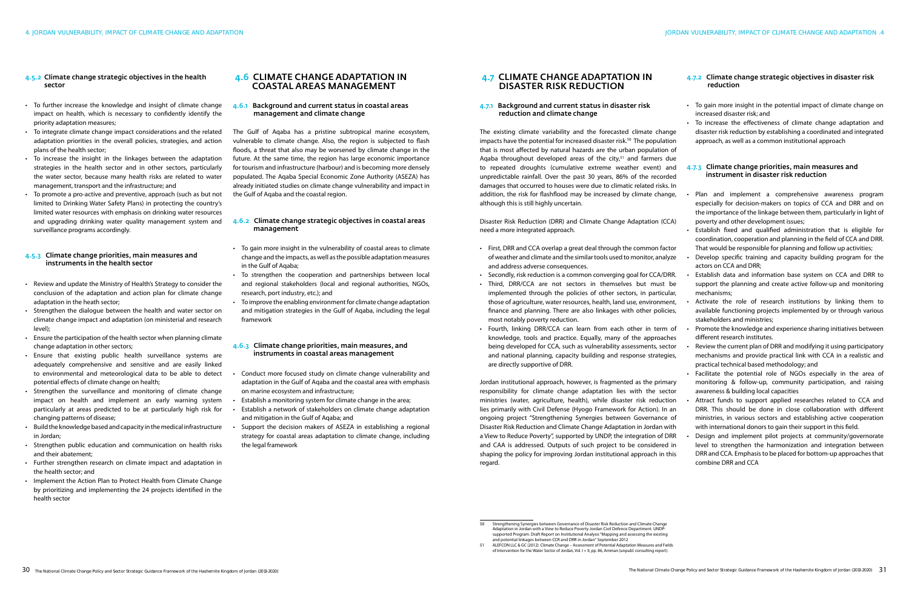### 4.5.2 Climate change strategic objectives in the health sector

- To further increase the knowledge and insight of climate change impact on health, which is necessary to confidently identify the priority adaptation measures;
- To integrate climate change impact considerations and the related adaptation priorities in the overall policies, strategies, and action plans of the health sector;
- To increase the insight in the linkages between the adaptation strategies in the health sector and in other sectors, particularly the water sector, because many health risks are related to water management, transport and the infrastructure; and
- To promote a pro-active and preventive, approach (such as but not limited to Drinking Water Safety Plans) in protecting the country's limited water resources with emphasis on drinking water resources and upgrading drinking water quality management system and surveillance programs accordingly.

### 4.5.3 Climate change priorities, main measures and instruments in the health sector

- Review and update the Ministry of Health's Strategy to consider the conclusion of the adaptation and action plan for climate change adaptation in the heath sector;
- Strengthen the dialogue between the health and water sector on climate change impact and adaptation (on ministerial and research level);
- Ensure the participation of the health sector when planning climate change adaptation in other sectors;
- Ensure that existing public health surveillance systems are adequately comprehensive and sensitive and are easily linked to environmental and meteorological data to be able to detect potential effects of climate change on health;
- Strengthen the surveillance and monitoring of climate change impact on health and implement an early warning system particularly at areas predicted to be at particularly high risk for changing patterns of disease;
- Build the knowledge based and capacity in the medical infrastructure in Jordan;
- Strengthen public education and communication on health risks and their abatement;
- Further strengthen research on climate impact and adaptation in the health sector; and
- Implement the Action Plan to Protect Health from Climate Change by prioritizing and implementing the 24 projects identified in the health sector

## 4.6 CLIMATE CHANGE ADAPTATION IN COASTAL AREAS MANAGEMENT

### 4.6.1 Background and current status in coastal areas management and climate change

The Gulf of Aqaba has a pristine subtropical marine ecosystem, vulnerable to climate change. Also, the region is subjected to flash floods, a threat that also may be worsened by climate change in the future. At the same time, the region has large economic importance for tourism and infrastructure (harbour) and is becoming more densely populated. The Aqaba Special Economic Zone Authority (ASEZA) has already initiated studies on climate change vulnerability and impact in the Gulf of Aqaba and the coastal region.

### 4.6.2 Climate change strategic objectives in coastal areas management

- To gain more insight in the vulnerability of coastal areas to climate change and the impacts, as well as the possible adaptation measures in the Gulf of Aqaba;
- To strengthen the cooperation and partnerships between local and regional stakeholders (local and regional authorities, NGOs, research, port industry, etc.); and
- To improve the enabling environment for climate change adaptation and mitigation strategies in the Gulf of Aqaba, including the legal framework

### 4.6.3 Climate change priorities, main measures, and instruments in coastal areas management

- Conduct more focused study on climate change vulnerability and adaptation in the Gulf of Aqaba and the coastal area with emphasis on marine ecosystem and infrastructure;
- Establish a monitoring system for climate change in the area;
- Establish a network of stakeholders on climate change adaptation and mitigation in the Gulf of Aqaba; and
- Support the decision makers of ASEZA in establishing a regional strategy for coastal areas adaptation to climate change, including the legal framework

## 4.7 CLIMATE CHANGE ADAPTATION IN DISASTER RISK REDUCTION

### 4.7.1 Background and current status in disaster risk reduction and climate change

The existing climate variability and the forecasted climate change impacts have the potential for increased disaster risk.[50] The population that is most affected by natural hazards are the urban population of Aqaba throughout developed areas of the city,[51] and farmers due to repeated droughts (cumulative extreme weather event) and unpredictable rainfall. Over the past 30 years, 86% of the recorded damages that occurred to houses were due to climatic related risks. In addition, the risk for flashflood may be increased by climate change, although this is still highly uncertain.

Disaster Risk Reduction (DRR) and Climate Change Adaptation (CCA) need a more integrated approach.

- First, DRR and CCA overlap a great deal through the common factor of weather and climate and the similar tools used to monitor, analyze and address adverse consequences.
- Secondly, risk reduction is a common converging goal for CCA/DRR.
- Third, DRR/CCA are not sectors in themselves but must be implemented through the policies of other sectors, in particular, those of agriculture, water resources, health, land use, environment, finance and planning. There are also linkages with other policies, most notably poverty reduction.
- Fourth, linking DRR/CCA can learn from each other in term of knowledge, tools and practice. Equally, many of the approaches being developed for CCA, such as vulnerability assessments, sector and national planning, capacity building and response strategies, are directly supportive of DRR.

Jordan institutional approach, however, is fragmented as the primary responsibility for climate change adaptation lies with the sector ministries (water, agriculture, health), while disaster risk reduction lies primarily with Civil Defense (Hyogo Framework for Action). In an ongoing project "Strengthening Synergies between Governance of Disaster Risk Reduction and Climate Change Adaptation in Jordan with a View to Reduce Poverty", supported by UNDP, the integration of DRR and CAA is addressed. Outputs of such project to be considered in shaping the policy for improving Jordan institutional approach in this regard.

### 4.7.2 Climate change strategic objectives in disaster risk reduction

- To gain more insight in the potential impact of climate change on increased disaster risk; and
- To increase the effectiveness of climate change adaptation and disaster risk reduction by establishing a coordinated and integrated approach, as well as a common institutional approach

### 4.7.3 Climate change priorities, main measures and instrument in disaster risk reduction

- Plan and implement a comprehensive awareness program especially for decision-makers on topics of CCA and DRR and on the importance of the linkage between them, particularly in light of poverty and other development issues;
- Establish fixed and qualified administration that is eligible for coordination, cooperation and planning in the field of CCA and DRR. That would be responsible for planning and follow up activities;
- Develop specific training and capacity building program for the actors on CCA and DRR;
- Establish data and information base system on CCA and DRR to support the planning and create active follow-up and monitoring mechanisms;
- Activate the role of research institutions by linking them to available functioning projects implemented by or through various stakeholders and ministries;
- Promote the knowledge and experience sharing initiatives between different research institutes.
- Review the current plan of DRR and modifying it using participatory mechanisms and provide practical link with CCA in a realistic and practical technical based methodology; and
- Facilitate the potential role of NGOs especially in the area of monitoring & follow-up, community participation, and raising awareness & building local capacities
- Attract funds to support applied researches related to CCA and DRR. This should be done in close collaboration with different ministries, in various sectors and establishing active cooperation with international donors to gain their support in this field.
- Design and implement pilot projects at community/governorate level to strengthen the harmonization and integration between DRR and CCA. Emphasis to be placed for bottom-up approaches that combine DRR and CCA

---

50 Strengthening Synergies between Governance of Disaster Risk Reduction and Climate Change Adaptation in Jordan with a View to Reduce Poverty Jordan Civil Defence Department. UNDP-supported Program. Draft Report on Institutional Analysis "Mapping and assessing the existing and potential linkages between CCR and DRR in Jordan" September 2012

51 ALEFCON LLC & GC (2012): Climate Change – Assessment of Potential Adaptation Measures and Fields of Intervention for the Water Sector of Jordan, Vol. I + II, pp. 86, Amman (unpubl. consulting report).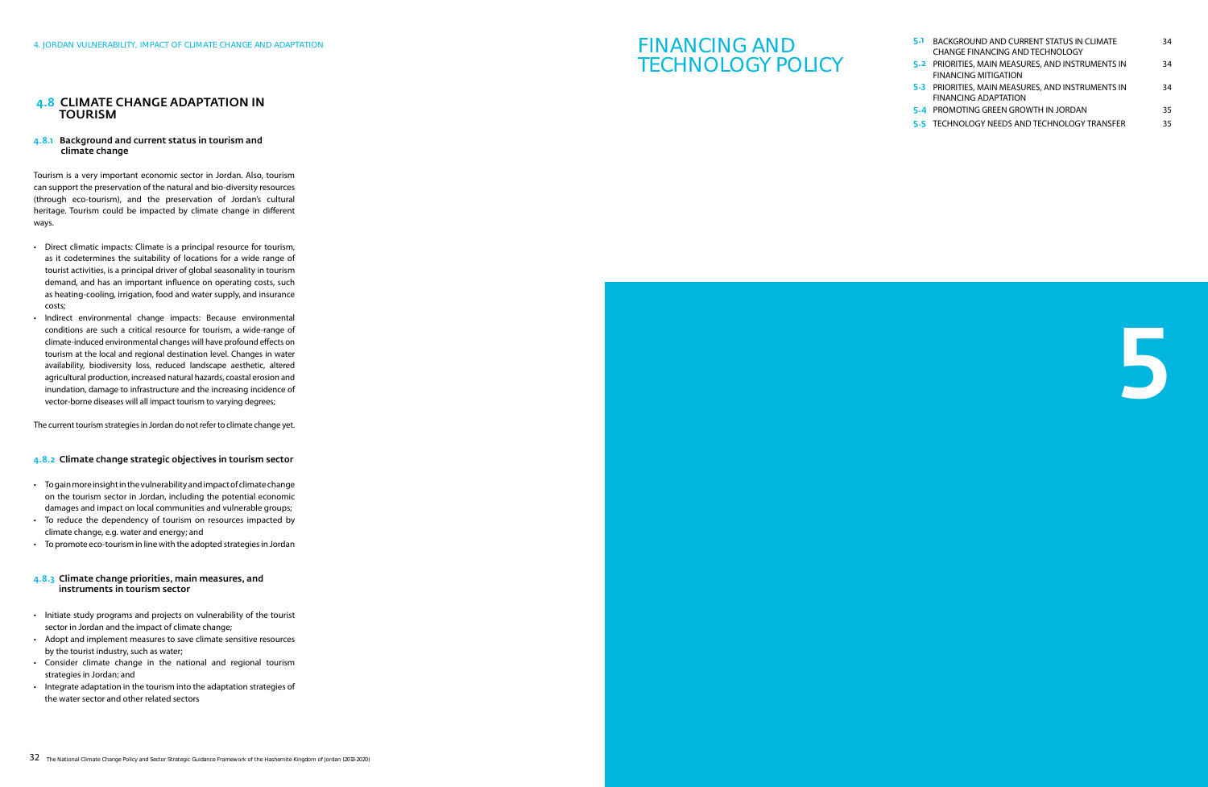## 4.8 CLIMATE CHANGE ADAPTATION IN TOURISM

### 4.8.1 Background and current status in tourism and climate change

Tourism is a very important economic sector in Jordan. Also, tourism can support the preservation of the natural and bio-diversity resources (through eco-tourism), and the preservation of Jordan's cultural heritage. Tourism could be impacted by climate change in different ways.

- Direct climatic impacts: Climate is a principal resource for tourism, as it codetermines the suitability of locations for a wide range of tourist activities, is a principal driver of global seasonality in tourism demand, and has an important influence on operating costs, such as heating-cooling, irrigation, food and water supply, and insurance costs;
- Indirect environmental change impacts: Because environmental conditions are such a critical resource for tourism, a wide-range of climate-induced environmental changes will have profound effects on tourism at the local and regional destination level. Changes in water availability, biodiversity loss, reduced landscape aesthetic, altered agricultural production, increased natural hazards, coastal erosion and inundation, damage to infrastructure and the increasing incidence of vector-borne diseases will all impact tourism to varying degrees;

The current tourism strategies in Jordan do not refer to climate change yet.

### 4.8.2 Climate change strategic objectives in tourism sector

- To gain more insight in the vulnerability and impact of climate change on the tourism sector in Jordan, including the potential economic damages and impact on local communities and vulnerable groups;
- To reduce the dependency of tourism on resources impacted by climate change, e.g. water and energy; and
- To promote eco-tourism in line with the adopted strategies in Jordan

### 4.8.3 Climate change priorities, main measures, and instruments in tourism sector

- Initiate study programs and projects on vulnerability of the tourist sector in Jordan and the impact of climate change;
- Adopt and implement measures to save climate sensitive resources by the tourist industry, such as water;
- Consider climate change in the national and regional tourism strategies in Jordan; and
- Integrate adaptation in the tourism into the adaptation strategies of the water sector and other related sectors

# FINANCING AND TECHNOLOGY POLICY

| | | |
|---|---|---|
| 5.1 | BACKGROUND AND CURRENT STATUS IN CLIMATE CHANGE FINANCING AND TECHNOLOGY | 34 |
| 5.2 | PRIORITIES, MAIN MEASURES, AND INSTRUMENTS IN FINANCING MITIGATION | 34 |
| 5.3 | PRIORITIES, MAIN MEASURES, AND INSTRUMENTS IN FINANCING ADAPTATION | 34 |
| 5.4 | PROMOTING GREEN GROWTH IN JORDAN | 35 |
| 5.5 | TECHNOLOGY NEEDS AND TECHNOLOGY TRANSFER | 35 |

5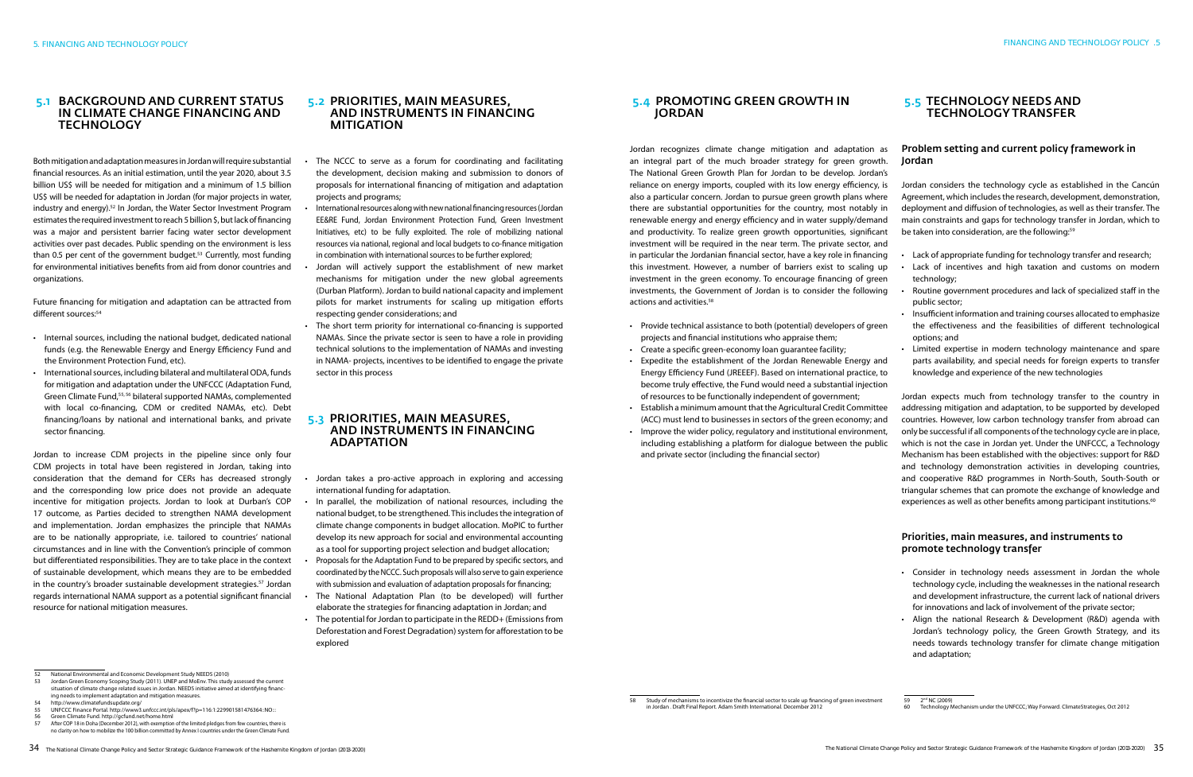## 5.1 BACKGROUND AND CURRENT STATUS IN CLIMATE CHANGE FINANCING AND TECHNOLOGY

Both mitigation and adaptation measures in Jordan will require substantial financial resources. As an initial estimation, until the year 2020, about 3.5 billion US$ will be needed for mitigation and a minimum of 1.5 billion US$ will be needed for adaptation in Jordan (for major projects in water, industry and energy).[52] In Jordan, the Water Sector Investment Program estimates the required investment to reach 5 billion $, but lack of financing was a major and persistent barrier facing water sector development activities over past decades. Public spending on the environment is less than 0.5 per cent of the government budget.[53] Currently, most funding for environmental initiatives benefits from aid from donor countries and organizations.

Future financing for mitigation and adaptation can be attracted from different sources:[54]

- Internal sources, including the national budget, dedicated national funds (e.g. the Renewable Energy and Energy Efficiency Fund and the Environment Protection Fund, etc).
- International sources, including bilateral and multilateral ODA, funds for mitigation and adaptation under the UNFCCC (Adaptation Fund, Green Climate Fund,[55, 56] bilateral supported NAMAs, complemented with local co-financing, CDM or credited NAMAs, etc). Debt financing/loans by national and international banks, and private sector financing.

Jordan to increase CDM projects in the pipeline since only four CDM projects in total have been registered in Jordan, taking into consideration that the demand for CERs has decreased strongly and the corresponding low price does not provide an adequate incentive for mitigation projects. Jordan to look at Durban's COP 17 outcome, as Parties decided to strengthen NAMA development and implementation. Jordan emphasizes the principle that NAMAs are to be nationally appropriate, i.e. tailored to countries' national circumstances and in line with the Convention's principle of common but differentiated responsibilities. They are to take place in the context of sustainable development, which means they are to be embedded in the country's broader sustainable development strategies.[57] Jordan regards international NAMA support as a potential significant financial resource for national mitigation measures.

## 5.2 PRIORITIES, MAIN MEASURES, AND INSTRUMENTS IN FINANCING MITIGATION

- The NCCC to serve as a forum for coordinating and facilitating the development, decision making and submission to donors of proposals for international financing of mitigation and adaptation projects and programs;
- International resources along with new national financing resources (Jordan EE&RE Fund, Jordan Environment Protection Fund, Green Investment Initiatives, etc) to be fully exploited. The role of mobilizing national resources via national, regional and local budgets to co-finance mitigation in combination with international sources to be further explored;
- Jordan will actively support the establishment of new market mechanisms for mitigation under the new global agreements (Durban Platform). Jordan to build national capacity and implement pilots for market instruments for scaling up mitigation efforts respecting gender considerations; and
- The short term priority for international co-financing is supported NAMAs. Since the private sector is seen to have a role in providing technical solutions to the implementation of NAMAs and investing in NAMA- projects, incentives to be identified to engage the private sector in this process

## 5.3 PRIORITIES, MAIN MEASURES, AND INSTRUMENTS IN FINANCING ADAPTATION

- Jordan takes a pro-active approach in exploring and accessing international funding for adaptation.
- In parallel, the mobilization of national resources, including the national budget, to be strengthened. This includes the integration of climate change components in budget allocation. MoPIC to further develop its new approach for social and environmental accounting as a tool for supporting project selection and budget allocation;
- Proposals for the Adaptation Fund to be prepared by specific sectors, and coordinated by the NCCC. Such proposals will also serve to gain experience with submission and evaluation of adaptation proposals for financing;
- The National Adaptation Plan (to be developed) will further elaborate the strategies for financing adaptation in Jordan; and
- The potential for Jordan to participate in the REDD+ (Emissions from Deforestation and Forest Degradation) system for afforestation to be explored

## 5.4 PROMOTING GREEN GROWTH IN JORDAN

Jordan recognizes climate change mitigation and adaptation as an integral part of the much broader strategy for green growth. The National Green Growth Plan for Jordan to be develop. Jordan's reliance on energy imports, coupled with its low energy efficiency, is also a particular concern. Jordan to pursue green growth plans where there are substantial opportunities for the country, most notably in renewable energy and energy efficiency and in water supply/demand and productivity. To realize green growth opportunities, significant investment will be required in the near term. The private sector, and in particular the Jordanian financial sector, have a key role in financing this investment. However, a number of barriers exist to scaling up investment in the green economy. To encourage financing of green investments, the Government of Jordan is to consider the following actions and activities.[58]

- Provide technical assistance to both (potential) developers of green projects and financial institutions who appraise them;
- Create a specific green-economy loan guarantee facility;
- Expedite the establishment of the Jordan Renewable Energy and Energy Efficiency Fund (JREEEF). Based on international practice, to become truly effective, the Fund would need a substantial injection of resources to be functionally independent of government;
- Establish a minimum amount that the Agricultural Credit Committee (ACC) must lend to businesses in sectors of the green economy; and
- Improve the wider policy, regulatory and institutional environment, including establishing a platform for dialogue between the public and private sector (including the financial sector)

## 5.5 TECHNOLOGY NEEDS AND TECHNOLOGY TRANSFER

### Problem setting and current policy framework in Jordan

Jordan considers the technology cycle as established in the Cancún Agreement, which includes the research, development, demonstration, deployment and diffusion of technologies, as well as their transfer. The main constraints and gaps for technology transfer in Jordan, which to be taken into consideration, are the following:[59]

- Lack of appropriate funding for technology transfer and research;
- Lack of incentives and high taxation and customs on modern technology;
- Routine government procedures and lack of specialized staff in the public sector;
- Insufficient information and training courses allocated to emphasize the effectiveness and the feasibilities of different technological options; and
- Limited expertise in modern technology maintenance and spare parts availability, and special needs for foreign experts to transfer knowledge and experience of the new technologies

Jordan expects much from technology transfer to the country in addressing mitigation and adaptation, to be supported by developed countries. However, low carbon technology transfer from abroad can only be successful if all components of the technology cycle are in place, which is not the case in Jordan yet. Under the UNFCCC, a Technology Mechanism has been established with the objectives: support for R&D and technology demonstration activities in developing countries, and cooperative R&D programmes in North-South, South-South or triangular schemes that can promote the exchange of knowledge and experiences as well as other benefits among participant institutions.[60]

### Priorities, main measures, and instruments to promote technology transfer

- Consider in technology needs assessment in Jordan the whole technology cycle, including the weaknesses in the national research and development infrastructure, the current lack of national drivers for innovations and lack of involvement of the private sector;
- Align the national Research & Development (R&D) agenda with Jordan's technology policy, the Green Growth Strategy, and its needs towards technology transfer for climate change mitigation and adaptation;

---

52 National Environmental and Economic Development Study NEEDS (2010)

53 Jordan Green Economy Scoping Study (2011). UNEP and MoEnv. This study assessed the current situation of climate change related issues in Jordan. NEEDS initiative aimed at identifying financing needs to implement adaptation and mitigation measures.

54 http://www.climatefundsupdate.org/

55 UNFCCC Finance Portal. http://www3.unfccc.int/pls/apex/f?p=116:1:229901581476364::NO:::

56 Green Climate Fund. http://gcfund.net/home.html

57 After COP 18 in Doha (December 2012), with exemption of the limited pledges from few countries, there is no clarity on how to mobilize the 100 billion committed by Annex I countries under the Green Climate Fund.

58 Study of mechanisms to incentivize the financial sector to scale up financing of green investment in Jordan . Draft Final Report. Adam Smith International. December 2012

59 2nd NC (2009)

60 Technology Mechanism under the UNFCCC; Way Forward. ClimateStrategies, Oct 2012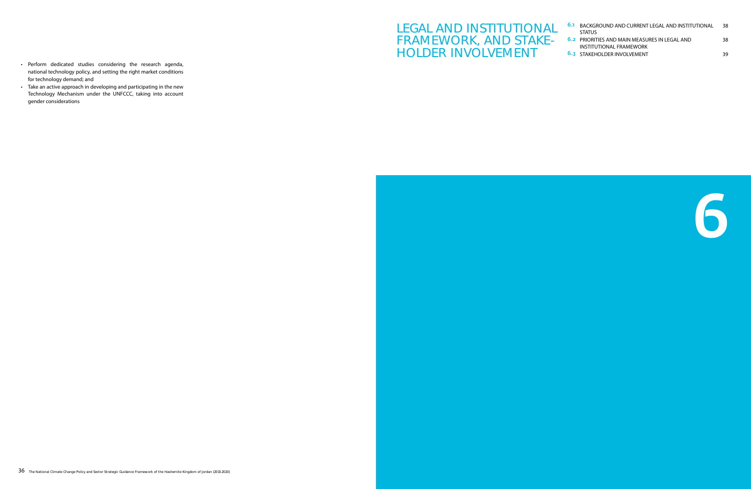- Perform dedicated studies considering the research agenda, national technology policy, and setting the right market conditions for technology demand; and
- Take an active approach in developing and participating in the new Technology Mechanism under the UNFCCC, taking into account gender considerations

# LEGAL AND INSTITUTIONAL FRAMEWORK, AND STAKEHOLDER INVOLVEMENT

| | | |
|---|---|---|
| 6.1 | BACKGROUND AND CURRENT LEGAL AND INSTITUTIONAL STATUS | 38 |
| 6.2 | PRIORITIES AND MAIN MEASURES IN LEGAL AND INSTITUTIONAL FRAMEWORK | 38 |
| 6.3 | STAKEHOLDER INVOLVEMENT | 39 |

6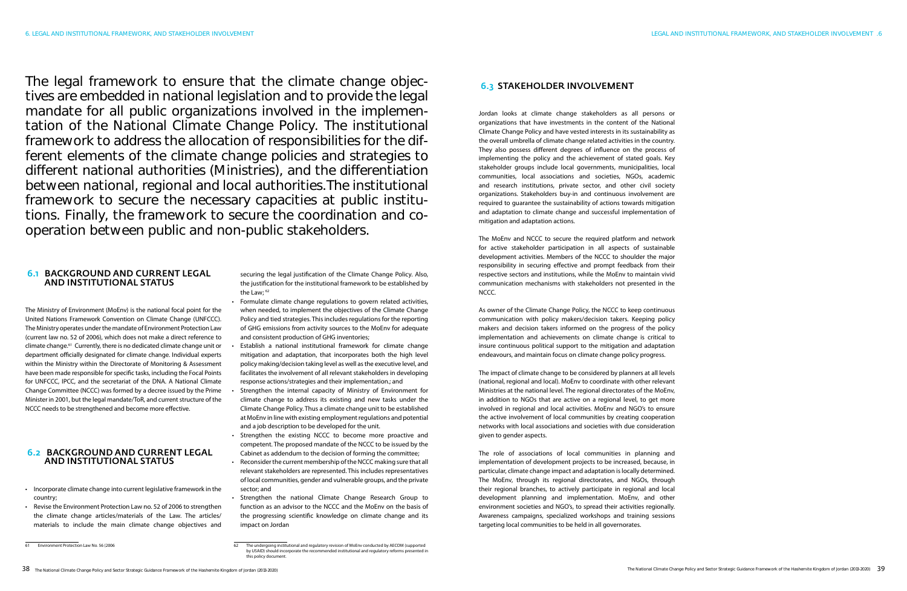The legal framework to ensure that the climate change objectives are embedded in national legislation and to provide the legal mandate for all public organizations involved in the implementation of the National Climate Change Policy. The institutional framework to address the allocation of responsibilities for the different elements of the climate change policies and strategies to different national authorities (Ministries), and the differentiation between national, regional and local authorities.The institutional framework to secure the necessary capacities at public institutions. Finally, the framework to secure the coordination and cooperation between public and non-public stakeholders.

## 6.1 BACKGROUND AND CURRENT LEGAL AND INSTITUTIONAL STATUS

The Ministry of Environment (MoEnv) is the national focal point for the United Nations Framework Convention on Climate Change (UNFCCC). The Ministry operates under the mandate of Environment Protection Law (current law no. 52 of 2006), which does not make a direct reference to climate change.[61] Currently, there is no dedicated climate change unit or department officially designated for climate change. Individual experts within the Ministry within the Directorate of Monitoring & Assessment have been made responsible for specific tasks, including the Focal Points for UNFCCC, IPCC, and the secretariat of the DNA. A National Climate Change Committee (NCCC) was formed by a decree issued by the Prime Minister in 2001, but the legal mandate/ToR, and current structure of the NCCC needs to be strengthened and become more effective.

## 6.2 BACKGROUND AND CURRENT LEGAL AND INSTITUTIONAL STATUS

- Incorporate climate change into current legislative framework in the country;
- Revise the Environment Protection Law no. 52 of 2006 to strengthen the climate change articles/materials of the Law. The articles/materials to include the main climate change objectives and securing the legal justification of the Climate Change Policy. Also, the justification for the institutional framework to be established by the Law; [62]
- Formulate climate change regulations to govern related activities, when needed, to implement the objectives of the Climate Change Policy and tied strategies. This includes regulations for the reporting of GHG emissions from activity sources to the MoEnv for adequate and consistent production of GHG inventories;
- Establish a national institutional framework for climate change mitigation and adaptation, that incorporates both the high level policy making/decision taking level as well as the executive level, and facilitates the involvement of all relevant stakeholders in developing response actions/strategies and their implementation.; and
- Strengthen the internal capacity of Ministry of Environment for climate change to address its existing and new tasks under the Climate Change Policy. Thus a climate change unit to be established at MoEnv in line with existing employment regulations and potential and a job description to be developed for the unit.
- Strengthen the existing NCCC to become more proactive and competent. The proposed mandate of the NCCC to be issued by the Cabinet as addendum to the decision of forming the committee;
- Reconsider the current membership of the NCCC making sure that all relevant stakeholders are represented. This includes representatives of local communities, gender and vulnerable groups, and the private sector; and
- Strengthen the national Climate Change Research Group to function as an advisor to the NCCC and the MoEnv on the basis of the progressing scientific knowledge on climate change and its impact on Jordan

61 Environment Protection Law No. 56 (2006

62 The undergoing institutional and regulatory revision of MoEnv conducted by AECOM (supported by USAID) should incorporate the recommended institutional and regulatory reforms presented in this policy document.

## 6.3 STAKEHOLDER INVOLVEMENT

Jordan looks at climate change stakeholders as all persons or organizations that have investments in the content of the National Climate Change Policy and have vested interests in its sustainability as the overall umbrella of climate change related activities in the country. They also possess different degrees of influence on the process of implementing the policy and the achievement of stated goals. Key stakeholder groups include local governments, municipalities, local communities, local associations and societies, NGOs, academic and research institutions, private sector, and other civil society organizations. Stakeholders buy-in and continuous involvement are required to guarantee the sustainability of actions towards mitigation and adaptation to climate change and successful implementation of mitigation and adaptation actions.

The MoEnv and NCCC to secure the required platform and network for active stakeholder participation in all aspects of sustainable development activities. Members of the NCCC to shoulder the major responsibility in securing effective and prompt feedback from their respective sectors and institutions, while the MoEnv to maintain vivid communication mechanisms with stakeholders not presented in the NCCC.

As owner of the Climate Change Policy, the NCCC to keep continuous communication with policy makers/decision takers. Keeping policy makers and decision takers informed on the progress of the policy implementation and achievements on climate change is critical to insure continuous political support to the mitigation and adaptation endeavours, and maintain focus on climate change policy progress.

The impact of climate change to be considered by planners at all levels (national, regional and local). MoEnv to coordinate with other relevant Ministries at the national level. The regional directorates of the MoEnv, in addition to NGOs that are active on a regional level, to get more involved in regional and local activities. MoEnv and NGO's to ensure the active involvement of local communities by creating cooperation networks with local associations and societies with due consideration given to gender aspects.

The role of associations of local communities in planning and implementation of development projects to be increased, because, in particular, climate change impact and adaptation is locally determined. The MoEnv, through its regional directorates, and NGOs, through their regional branches, to actively participate in regional and local development planning and implementation. MoEnv, and other environment societies and NGO's, to spread their activities regionally. Awareness campaigns, specialized workshops and training sessions targeting local communities to be held in all governorates.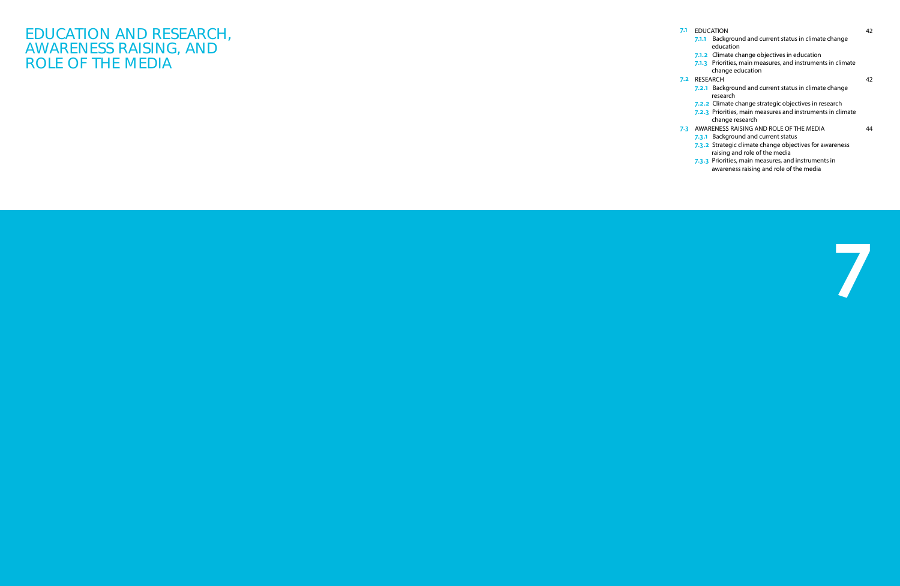# EDUCATION AND RESEARCH, AWARENESS RAISING, AND ROLE OF THE MEDIA

**7.1** EDUCATION 42

- **7.1.1** Background and current status in climate change education
- **7.1.2** Climate change objectives in education
- **7.1.3** Priorities, main measures, and instruments in climate change education

**7.2** RESEARCH 42

- **7.2.1** Background and current status in climate change research
- **7.2.2** Climate change strategic objectives in research
- **7.2.3** Priorities, main measures and instruments in climate change research

**7.3** AWARENESS RAISING AND ROLE OF THE MEDIA 44

- **7.3.1** Background and current status
- **7.3.2** Strategic climate change objectives for awareness raising and role of the media
- **7.3.3** Priorities, main measures, and instruments in awareness raising and role of the media

7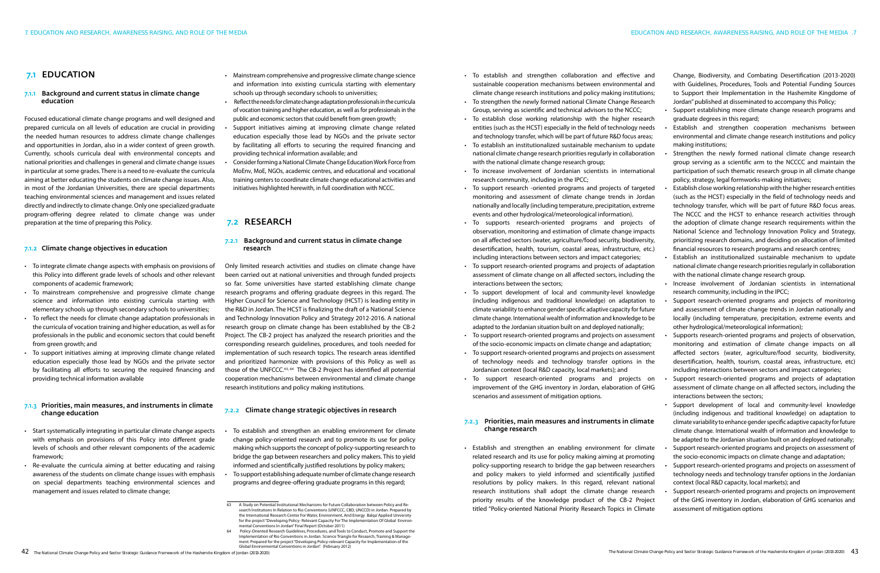## 7.1 EDUCATION

### 7.1.1 Background and current status in climate change education

Focused educational climate change programs and well designed and prepared curricula on all levels of education are crucial in providing the needed human resources to address climate change challenges and opportunities in Jordan, also in a wider context of green growth. Currently, schools curricula deal with environmental concepts and national priorities and challenges in general and climate change issues in particular at some grades. There is a need to re-evaluate the curricula aiming at better educating the students on climate change issues. Also, in most of the Jordanian Universities, there are special departments teaching environmental sciences and management and issues related directly and indirectly to climate change. Only one specialized graduate program-offering degree related to climate change was under preparation at the time of preparing this Policy.

### 7.1.2 Climate change objectives in education

- To integrate climate change aspects with emphasis on provisions of this Policy into different grade levels of schools and other relevant components of academic framework;
- To mainstream comprehensive and progressive climate change science and information into existing curricula starting with elementary schools up through secondary schools to universities;
- To reflect the needs for climate change adaptation professionals in the curricula of vocation training and higher education, as well as for professionals in the public and economic sectors that could benefit from green growth; and
- To support initiatives aiming at improving climate change related education especially those lead by NGOs and the private sector by facilitating all efforts to securing the required financing and providing technical information available

### 7.1.3 Priorities, main measures, and instruments in climate change education

- Start systematically integrating in particular climate change aspects with emphasis on provisions of this Policy into different grade levels of schools and other relevant components of the academic framework;
- Re-evaluate the curricula aiming at better educating and raising awareness of the students on climate change issues with emphasis on special departments teaching environmental sciences and management and issues related to climate change;
- Mainstream comprehensive and progressive climate change science and information into existing curricula starting with elementary schools up through secondary schools to universities;
- Reflect the needs for climate change adaptation professionals in the curricula of vocation training and higher education, as well as for professionals in the public and economic sectors that could benefit from green growth;
- Support initiatives aiming at improving climate change related education especially those lead by NGOs and the private sector by facilitating all efforts to securing the required financing and providing technical information available; and
- Consider forming a National Climate Change Education Work Force from MoEnv, MoE, NGOs, academic centres, and educational and vocational training centers to coordinate climate change educational activities and initiatives highlighted herewith, in full coordination with NCCC.

## 7.2 RESEARCH

### 7.2.1 Background and current status in climate change research

Only limited research activities and studies on climate change have been carried out at national universities and through funded projects so far. Some universities have started establishing climate change research programs and offering graduate degrees in this regard. The Higher Council for Science and Technology (HCST) is leading entity in the R&D in Jordan. The HCST is finalizing the draft of a National Science and Technology Innovation Policy and Strategy 2012-2016. A national research group on climate change has been established by the CB-2 Project. The CB-2 project has analyzed the research priorities and the corresponding research guidelines, procedures, and tools needed for implementation of such research topics. The research areas identified and prioritized harmonize with provisions of this Policy as well as those of the UNFCCC.[63, 64] The CB-2 Project has identified all potential cooperation mechanisms between environmental and climate change research institutions and policy making institutions.

### 7.2.2 Climate change strategic objectives in research

- To establish and strengthen an enabling environment for climate change policy-oriented research and to promote its use for policy making which supports the concept of policy-supporting research to bridge the gap between researchers and policy makers. This to yield informed and scientifically justified resolutions by policy makers;
- To support establishing adequate number of climate change research programs and degree-offering graduate programs in this regard;
- To establish and strengthen collaboration and effective and sustainable cooperation mechanisms between environmental and climate change research institutions and policy making institutions;
- To strengthen the newly formed national Climate Change Research Group, serving as scientific and technical advisors to the NCCC;
- To establish close working relationship with the higher research entities (such as the HCST) especially in the field of technology needs and technology transfer, which will be part of future R&D focus areas;
- To establish an institutionalized sustainable mechanism to update national climate change research priorities regularly in collaboration with the national climate change research group;
- To increase involvement of Jordanian scientists in international research community, including in the IPCC;
- To support research -oriented programs and projects of targeted monitoring and assessment of climate change trends in Jordan nationally and locally (including temperature, precipitation, extreme events and other hydrological/meteorological information).
- To supports research-oriented programs and projects of observation, monitoring and estimation of climate change impacts on all affected sectors (water, agriculture/food security, biodiversity, desertification, health, tourism, coastal areas, infrastructure, etc.) including interactions between sectors and impact categories;
- To support research-oriented programs and projects of adaptation assessment of climate change on all affected sectors, including the interactions between the sectors;
- To support development of local and community-level knowledge (including indigenous and traditional knowledge) on adaptation to climate variability to enhance gender specific adaptive capacity for future climate change. International wealth of information and knowledge to be adapted to the Jordanian situation built on and deployed nationally;
- To support research-oriented programs and projects on assessment of the socio-economic impacts on climate change and adaptation;
- To support research-oriented programs and projects on assessment of technology needs and technology transfer options in the Jordanian context (local R&D capacity, local markets); and
- To support research-oriented programs and projects on improvement of the GHG inventory in Jordan, elaboration of GHG scenarios and assessment of mitigation options.

### 7.2.3 Priorities, main measures and instruments in climate change research

- Establish and strengthen an enabling environment for climate related research and its use for policy making aiming at promoting policy-supporting research to bridge the gap between researchers and policy makers to yield informed and scientifically justified resolutions by policy makers. In this regard, relevant national research institutions shall adopt the climate change research priority results of the knowledge product of the CB-2 Project titled "Policy-oriented National Priority Research Topics in Climate Change, Biodiversity, and Combating Desertification (2013-2020) with Guidelines, Procedures, Tools and Potential Funding Sources to Support their Implementation in the Hashemite Kingdom of Jordan" published at disseminated to accompany this Policy;
- Support establishing more climate change research programs and graduate degrees in this regard;
- Establish and strengthen cooperation mechanisms between environmental and climate change research institutions and policy making institutions;
- Strengthen the newly formed national climate change research group serving as a scientific arm to the NCCC and maintain the participation of such thematic research group in all climate change policy, strategy, legal formworks-making initiatives;
- Establish close working relationship with the higher research entities (such as the HCST) especially in the field of technology needs and technology transfer, which will be part of future R&D focus areas. The NCCC and the HCST to enhance research activities through the adoption of climate change research requirements within the National Science and Technology Innovation Policy and Strategy, prioritizing research domains, and deciding on allocation of limited financial resources to research programs and research centres;
- Establish an institutionalized sustainable mechanism to update national climate change research priorities regularly in collaboration with the national climate change research group.
- Increase involvement of Jordanian scientists in international research community, including in the IPCC;
- Support research-oriented programs and projects of monitoring and assessment of climate change trends in Jordan nationally and locally (including temperature, precipitation, extreme events and other hydrological/meteorological information);
- Supports research-oriented programs and projects of observation, monitoring and estimation of climate change impacts on all affected sectors (water, agriculture/food security, biodiversity, desertification, health, tourism, coastal areas, infrastructure, etc) including interactions between sectors and impact categories;
- Support research-oriented programs and projects of adaptation assessment of climate change on all affected sectors, including the interactions between the sectors;
- Support development of local and community-level knowledge (including indigenous and traditional knowledge) on adaptation to climate variability to enhance gender specific adaptive capacity for future climate change. International wealth of information and knowledge to be adapted to the Jordanian situation built on and deployed nationally;
- Support research-oriented programs and projects on assessment of the socio-economic impacts on climate change and adaptation;
- Support research-oriented programs and projects on assessment of technology needs and technology transfer options in the Jordanian context (local R&D capacity, local markets); and
- Support research-oriented programs and projects on improvement of the GHG inventory in Jordan, elaboration of GHG scenarios and assessment of mitigation options

---

63 A Study on Potential Institutional Mechanisms for Future Collaboration between Policy and Research Institutions In Relation to Rio Conventions (UNFCCC, CBD, UNCCD) in Jordan. Prepared by the International Research Center For Water, Environment, And Energy Balqa' Applied University for the project "Developing Policy- Relevant Capacity For The Implementation Of Global Environmental Conventions In Jordan" Final Report (October 2011)

64 Policy-Oriented Research Guidelines, Procedures, and Tools to Conduct, Promote and Support the Implementation of Rio Conventions in Jordan. Science Triangle for Research, Training & Management. Prepared for the project "Developing Policy-relevant Capacity for Implementation of the Global Environmental Conventions in Jordan". (February 2012)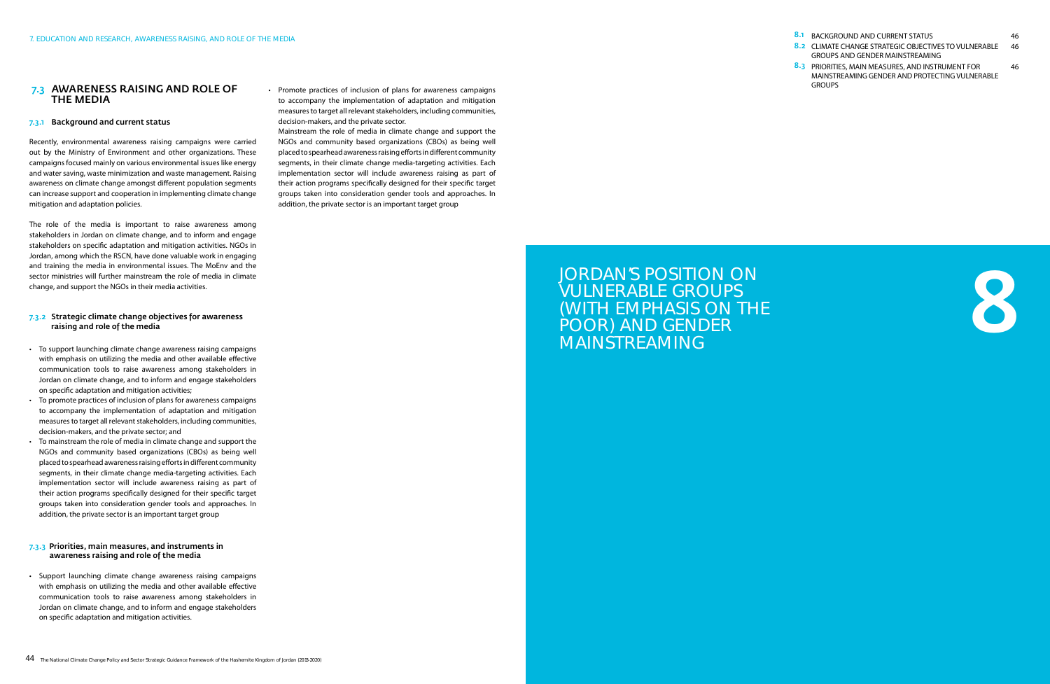## 7.3 AWARENESS RAISING AND ROLE OF THE MEDIA

### 7.3.1 Background and current status

Recently, environmental awareness raising campaigns were carried out by the Ministry of Environment and other organizations. These campaigns focused mainly on various environmental issues like energy and water saving, waste minimization and waste management. Raising awareness on climate change amongst different population segments can increase support and cooperation in implementing climate change mitigation and adaptation policies.

The role of the media is important to raise awareness among stakeholders in Jordan on climate change, and to inform and engage stakeholders on specific adaptation and mitigation activities. NGOs in Jordan, among which the RSCN, have done valuable work in engaging and training the media in environmental issues. The MoEnv and the sector ministries will further mainstream the role of media in climate change, and support the NGOs in their media activities.

### 7.3.2 Strategic climate change objectives for awareness raising and role of the media

- To support launching climate change awareness raising campaigns with emphasis on utilizing the media and other available effective communication tools to raise awareness among stakeholders in Jordan on climate change, and to inform and engage stakeholders on specific adaptation and mitigation activities;
- To promote practices of inclusion of plans for awareness campaigns to accompany the implementation of adaptation and mitigation measures to target all relevant stakeholders, including communities, decision-makers, and the private sector; and
- To mainstream the role of media in climate change and support the NGOs and community based organizations (CBOs) as being well placed to spearhead awareness raising efforts in different community segments, in their climate change media-targeting activities. Each implementation sector will include awareness raising as part of their action programs specifically designed for their specific target groups taken into consideration gender tools and approaches. In addition, the private sector is an important target group

### 7.3.3 Priorities, main measures, and instruments in awareness raising and role of the media

- Support launching climate change awareness raising campaigns with emphasis on utilizing the media and other available effective communication tools to raise awareness among stakeholders in Jordan on climate change, and to inform and engage stakeholders on specific adaptation and mitigation activities.
- Promote practices of inclusion of plans for awareness campaigns to accompany the implementation of adaptation and mitigation measures to target all relevant stakeholders, including communities, decision-makers, and the private sector.

  Mainstream the role of media in climate change and support the NGOs and community based organizations (CBOs) as being well placed to spearhead awareness raising efforts in different community segments, in their climate change media-targeting activities. Each implementation sector will include awareness raising as part of their action programs specifically designed for their specific target groups taken into consideration gender tools and approaches. In addition, the private sector is an important target group

| | | |
|---|---|---|
| 8.1 | BACKGROUND AND CURRENT STATUS | 46 |
| 8.2 | CLIMATE CHANGE STRATEGIC OBJECTIVES TO VULNERABLE GROUPS AND GENDER MAINSTREAMING | 46 |
| 8.3 | PRIORITIES, MAIN MEASURES, AND INSTRUMENT FOR MAINSTREAMING GENDER AND PROTECTING VULNERABLE GROUPS | 46 |

# 8 JORDAN'S POSITION ON VULNERABLE GROUPS (WITH EMPHASIS ON THE POOR) AND GENDER MAINSTREAMING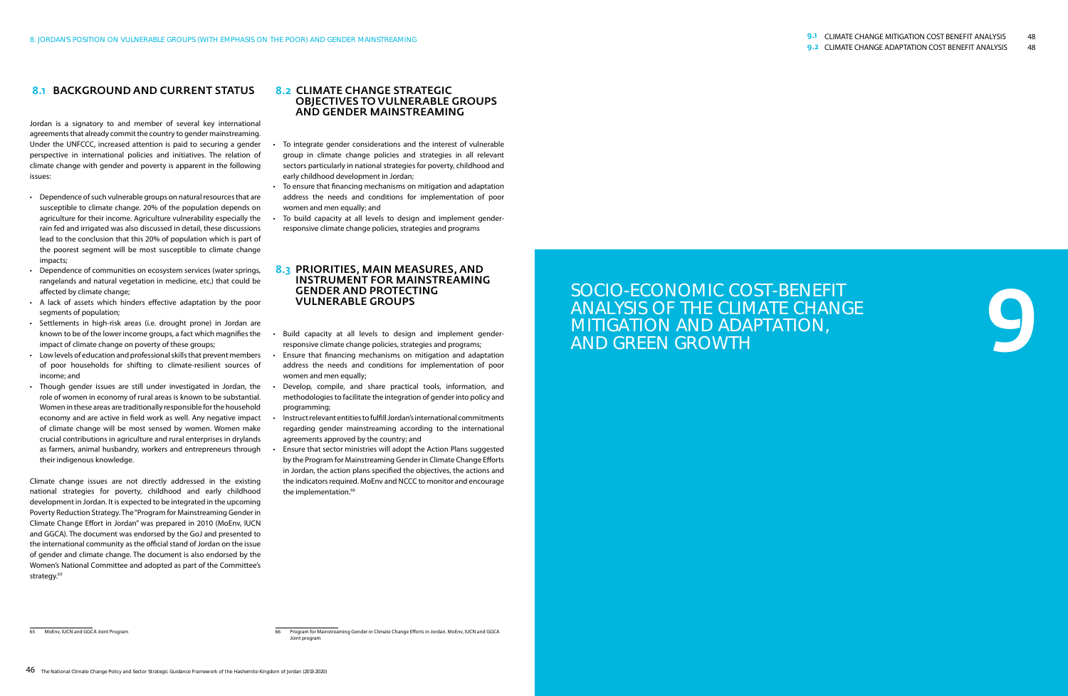## 8.1 BACKGROUND AND CURRENT STATUS

Jordan is a signatory to and member of several key international agreements that already commit the country to gender mainstreaming. Under the UNFCCC, increased attention is paid to securing a gender perspective in international policies and initiatives. The relation of climate change with gender and poverty is apparent in the following issues:

- Dependence of such vulnerable groups on natural resources that are susceptible to climate change. 20% of the population depends on agriculture for their income. Agriculture vulnerability especially the rain fed and irrigated was also discussed in detail, these discussions lead to the conclusion that this 20% of population which is part of the poorest segment will be most susceptible to climate change impacts;
- Dependence of communities on ecosystem services (water springs, rangelands and natural vegetation in medicine, etc.) that could be affected by climate change;
- A lack of assets which hinders effective adaptation by the poor segments of population;
- Settlements in high-risk areas (i.e. drought prone) in Jordan are known to be of the lower income groups, a fact which magnifies the impact of climate change on poverty of these groups;
- Low levels of education and professional skills that prevent members of poor households for shifting to climate-resilient sources of income; and
- Though gender issues are still under investigated in Jordan, the role of women in economy of rural areas is known to be substantial. Women in these areas are traditionally responsible for the household economy and are active in field work as well. Any negative impact of climate change will be most sensed by women. Women make crucial contributions in agriculture and rural enterprises in drylands as farmers, animal husbandry, workers and entrepreneurs through their indigenous knowledge.

Climate change issues are not directly addressed in the existing national strategies for poverty, childhood and early childhood development in Jordan. It is expected to be integrated in the upcoming Poverty Reduction Strategy. The "Program for Mainstreaming Gender in Climate Change Effort in Jordan" was prepared in 2010 (MoEnv, IUCN and GGCA). The document was endorsed by the GoJ and presented to the international community as the official stand of Jordan on the issue of gender and climate change. The document is also endorsed by the Women's National Committee and adopted as part of the Committee's strategy.[65]

[65] MoEnv, IUCN and GGCA Joint Program

## 8.2 CLIMATE CHANGE STRATEGIC OBJECTIVES TO VULNERABLE GROUPS AND GENDER MAINSTREAMING

- To integrate gender considerations and the interest of vulnerable group in climate change policies and strategies in all relevant sectors particularly in national strategies for poverty, childhood and early childhood development in Jordan;
- To ensure that financing mechanisms on mitigation and adaptation address the needs and conditions for implementation of poor women and men equally; and
- To build capacity at all levels to design and implement gender-responsive climate change policies, strategies and programs

## 8.3 PRIORITIES, MAIN MEASURES, AND INSTRUMENT FOR MAINSTREAMING GENDER AND PROTECTING VULNERABLE GROUPS

- Build capacity at all levels to design and implement gender-responsive climate change policies, strategies and programs;
- Ensure that financing mechanisms on mitigation and adaptation address the needs and conditions for implementation of poor women and men equally;
- Develop, compile, and share practical tools, information, and methodologies to facilitate the integration of gender into policy and programming;
- Instruct relevant entities to fulfill Jordan's international commitments regarding gender mainstreaming according to the international agreements approved by the country; and
- Ensure that sector ministries will adopt the Action Plans suggested by the Program for Mainstreaming Gender in Climate Change Efforts in Jordan, the action plans specified the objectives, the actions and the indicators required. MoEnv and NCCC to monitor and encourage the implementation.[66]

[66] Program for Mainstreaming Gender in Climate Change Efforts in Jordan. MoEnv, IUCN and GGCA Joint program

# 9 SOCIO-ECONOMIC COST-BENEFIT ANALYSIS OF THE CLIMATE CHANGE MITIGATION AND ADAPTATION, AND GREEN GROWTH

9.1 CLIMATE CHANGE MITIGATION COST BENEFIT ANALYSIS 48

9.2 CLIMATE CHANGE ADAPTATION COST BENEFIT ANALYSIS 48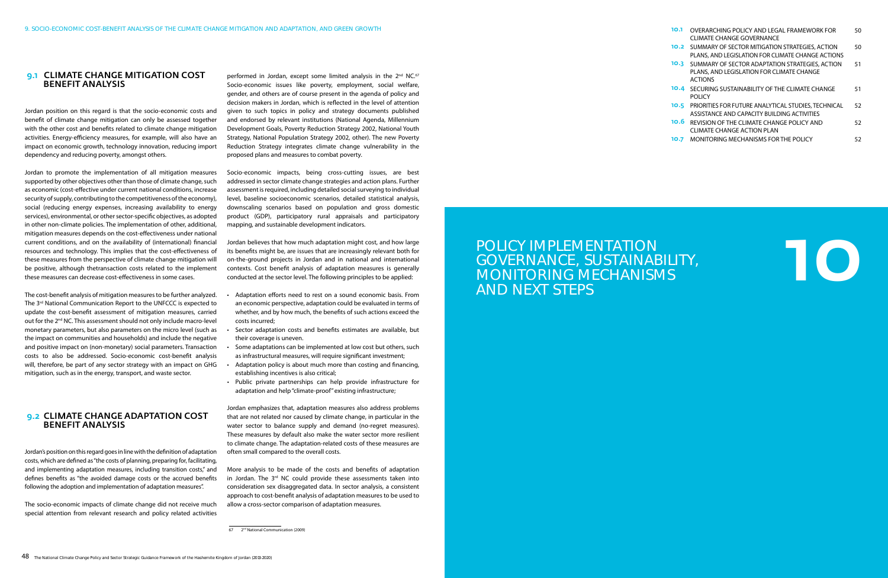## 9.1 CLIMATE CHANGE MITIGATION COST BENEFIT ANALYSIS

Jordan position on this regard is that the socio-economic costs and benefit of climate change mitigation can only be assessed together with the other cost and benefits related to climate change mitigation activities. Energy-efficiency measures, for example, will also have an impact on economic growth, technology innovation, reducing import dependency and reducing poverty, amongst others.

Jordan to promote the implementation of all mitigation measures supported by other objectives other than those of climate change, such as economic (cost-effective under current national conditions, increase security of supply, contributing to the competitiveness of the economy), social (reducing energy expenses, increasing availability to energy services), environmental, or other sector-specific objectives, as adopted in other non-climate policies. The implementation of other, additional, mitigation measures depends on the cost-effectiveness under national current conditions, and on the availability of (international) financial resources and technology. This implies that the cost-effectiveness of these measures from the perspective of climate change mitigation will be positive, although thetransaction costs related to the implement these measures can decrease cost-effectiveness in some cases.

The cost-benefit analysis of mitigation measures to be further analyzed. The 3rd National Communication Report to the UNFCCC is expected to update the cost-benefit assessment of mitigation measures, carried out for the 2nd NC. This assessment should not only include macro-level monetary parameters, but also parameters on the micro level (such as the impact on communities and households) and include the negative and positive impact on (non-monetary) social parameters. Transaction costs to also be addressed. Socio-economic cost-benefit analysis will, therefore, be part of any sector strategy with an impact on GHG mitigation, such as in the energy, transport, and waste sector.

## 9.2 CLIMATE CHANGE ADAPTATION COST BENEFIT ANALYSIS

Jordan's position on this regard goes in line with the definition of adaptation costs, which are defined as "the costs of planning, preparing for, facilitating, and implementing adaptation measures, including transition costs," and defines benefits as "the avoided damage costs or the accrued benefits following the adoption and implementation of adaptation measures".

The socio-economic impacts of climate change did not receive much special attention from relevant research and policy related activities performed in Jordan, except some limited analysis in the 2nd NC.[67] Socio-economic issues like poverty, employment, social welfare, gender, and others are of course present in the agenda of policy and decision makers in Jordan, which is reflected in the level of attention given to such topics in policy and strategy documents published and endorsed by relevant institutions (National Agenda, Millennium Development Goals, Poverty Reduction Strategy 2002, National Youth Strategy, National Population Strategy 2002, other). The new Poverty Reduction Strategy integrates climate change vulnerability in the proposed plans and measures to combat poverty.

Socio-economic impacts, being cross-cutting issues, are best addressed in sector climate change strategies and action plans. Further assessment is required, including detailed social surveying to individual level, baseline socioeconomic scenarios, detailed statistical analysis, downscaling scenarios based on population and gross domestic product (GDP), participatory rural appraisals and participatory mapping, and sustainable development indicators.

Jordan believes that how much adaptation might cost, and how large its benefits might be, are issues that are increasingly relevant both for on-the-ground projects in Jordan and in national and international contexts. Cost benefit analysis of adaptation measures is generally conducted at the sector level. The following principles to be applied:

- Adaptation efforts need to rest on a sound economic basis. From an economic perspective, adaptation could be evaluated in terms of whether, and by how much, the benefits of such actions exceed the costs incurred;
- Sector adaptation costs and benefits estimates are available, but their coverage is uneven.
- Some adaptations can be implemented at low cost but others, such as infrastructural measures, will require significant investment;
- Adaptation policy is about much more than costing and financing, establishing incentives is also critical;
- Public private partnerships can help provide infrastructure for adaptation and help "climate-proof" existing infrastructure;

Jordan emphasizes that, adaptation measures also address problems that are not related nor caused by climate change, in particular in the water sector to balance supply and demand (no-regret measures). These measures by default also make the water sector more resilient to climate change. The adaptation-related costs of these measures are often small compared to the overall costs.

More analysis to be made of the costs and benefits of adaptation in Jordan. The 3rd NC could provide these assessments taken into consideration sex disaggregated data. In sector analysis, a consistent approach to cost-benefit analysis of adaptation measures to be used to allow a cross-sector comparison of adaptation measures.

[67] 2nd National Communication (2009)

| | | |
|---|---|---|
| 10.1 | OVERARCHING POLICY AND LEGAL FRAMEWORK FOR CLIMATE CHANGE GOVERNANCE | 50 |
| 10.2 | SUMMARY OF SECTOR MITIGATION STRATEGIES, ACTION PLANS, AND LEGISLATION FOR CLIMATE CHANGE ACTIONS | 50 |
| 10.3 | SUMMARY OF SECTOR ADAPTATION STRATEGIES, ACTION PLANS, AND LEGISLATION FOR CLIMATE CHANGE ACTIONS | 51 |
| 10.4 | SECURING SUSTAINABILITY OF THE CLIMATE CHANGE POLICY | 51 |
| 10.5 | PRIORITIES FOR FUTURE ANALYTICAL STUDIES, TECHNICAL ASSISTANCE AND CAPACITY BUILDING ACTIVITIES | 52 |
| 10.6 | REVISION OF THE CLIMATE CHANGE POLICY AND CLIMATE CHANGE ACTION PLAN | 52 |
| 10.7 | MONITORING MECHANISMS FOR THE POLICY | 52 |

# 10 POLICY IMPLEMENTATION GOVERNANCE, SUSTAINABILITY, MONITORING MECHANISMS AND NEXT STEPS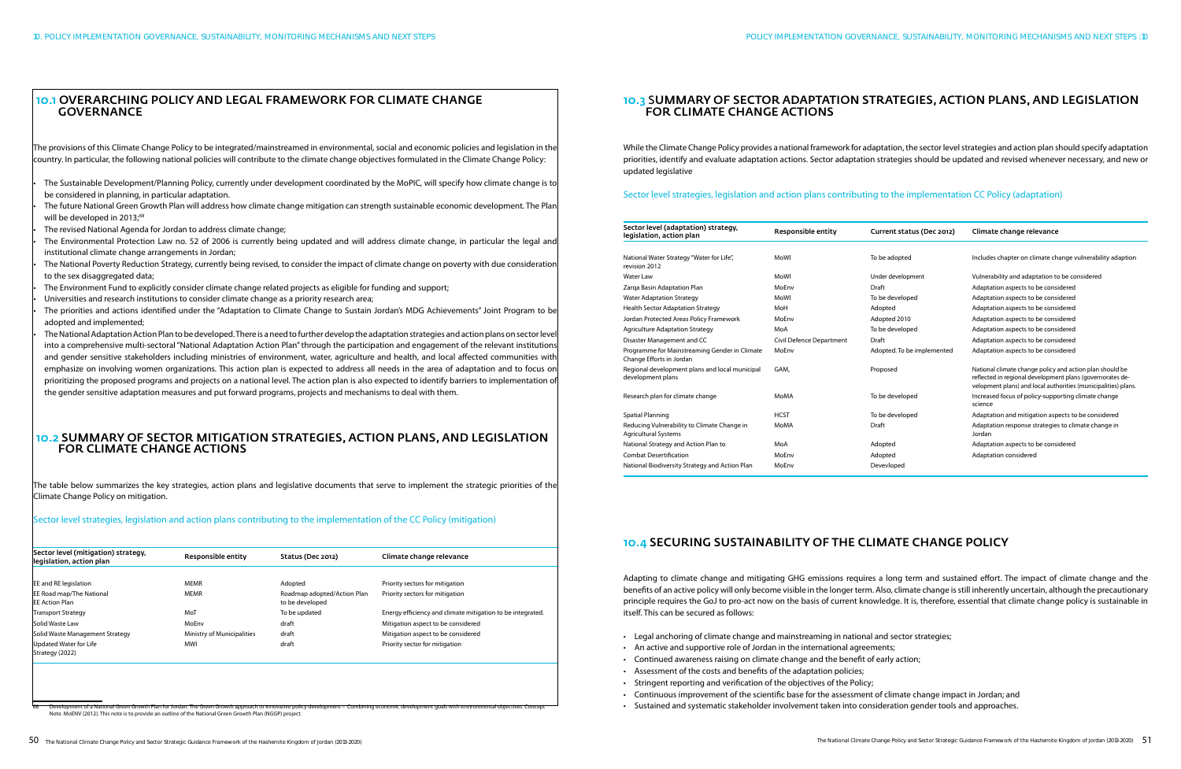## 10.1 OVERARCHING POLICY AND LEGAL FRAMEWORK FOR CLIMATE CHANGE GOVERNANCE

The provisions of this Climate Change Policy to be integrated/mainstreamed in environmental, social and economic policies and legislation in the country. In particular, the following national policies will contribute to the climate change objectives formulated in the Climate Change Policy:

- The Sustainable Development/Planning Policy, currently under development coordinated by the MoPIC, will specify how climate change is to be considered in planning, in particular adaptation.
- The future National Green Growth Plan will address how climate change mitigation can strength sustainable economic development. The Plan will be developed in 2013;[68]
- The revised National Agenda for Jordan to address climate change;
- The Environmental Protection Law no. 52 of 2006 is currently being updated and will address climate change, in particular the legal and institutional climate change arrangements in Jordan;
- The National Poverty Reduction Strategy, currently being revised, to consider the impact of climate change on poverty with due consideration to the sex disaggregated data;
- The Environment Fund to explicitly consider climate change related projects as eligible for funding and support;
- Universities and research institutions to consider climate change as a priority research area;
- The priorities and actions identified under the "Adaptation to Climate Change to Sustain Jordan's MDG Achievements" Joint Program to be adopted and implemented;
- The National Adaptation Action Plan to be developed. There is a need to further develop the adaptation strategies and action plans on sector level into a comprehensive multi-sectoral "National Adaptation Action Plan" through the participation and engagement of the relevant institutions and gender sensitive stakeholders including ministries of environment, water, agriculture and health, and local affected communities with emphasize on involving women organizations. This action plan is expected to address all needs in the area of adaptation and to focus on prioritizing the proposed programs and projects on a national level. The action plan is also expected to identify barriers to implementation of the gender sensitive adaptation measures and put forward programs, projects and mechanisms to deal with them.

## 10.2 SUMMARY OF SECTOR MITIGATION STRATEGIES, ACTION PLANS, AND LEGISLATION FOR CLIMATE CHANGE ACTIONS

The table below summarizes the key strategies, action plans and legislative documents that serve to implement the strategic priorities of the Climate Change Policy on mitigation.

Sector level strategies, legislation and action plans contributing to the implementation of the CC Policy (mitigation)

| Sector level (mitigation) strategy, legislation, action plan | Responsible entity | Status (Dec 2012) | Climate change relevance |
|---|---|---|---|
| EE and RE legislation | MEMR | Adopted | Priority sectors for mitigation |
| EE Road map/The National EE Action Plan | MEMR | Roadmap adopted/Action Plan to be developed | Priority sectors for mitigation |
| Transport Strategy | MoT | To be updated | Energy efficiency and climate mitigation to be integrated. |
| Solid Waste Law | MoEnv | draft | Mitigation aspect to be considered |
| Solid Waste Management Strategy | Ministry of Municipalities | draft | Mitigation aspect to be considered |
| Updated Water for Life Strategy (2022) | MWI | draft | Priority sector for mitigation |

[68] Development of a National Green Growth Plan for Jordan. The Green Growth approach to innovative policy development – Combining economic development goals with environmental objectives. Concept Note. MoENV (2012). This note is to provide an outline of the National Green Growth Plan (NGGP) project.

## 10.3 SUMMARY OF SECTOR ADAPTATION STRATEGIES, ACTION PLANS, AND LEGISLATION FOR CLIMATE CHANGE ACTIONS

While the Climate Change Policy provides a national framework for adaptation, the sector level strategies and action plan should specify adaptation priorities, identify and evaluate adaptation actions. Sector adaptation strategies should be updated and revised whenever necessary, and new or updated legislative

Sector level strategies, legislation and action plans contributing to the implementation CC Policy (adaptation)

| Sector level (adaptation) strategy, legislation, action plan | Responsible entity | Current status (Dec 2012) | Climate change relevance |
|---|---|---|---|
| National Water Strategy "Water for Life", revision 2012 | MoWI | To be adopted | Includes chapter on climate change vulnerability adaption |
| Water Law | MoWI | Under development | Vulnerability and adaptation to be considered |
| Zarqa Basin Adaptation Plan | MoEnv | Draft | Adaptation aspects to be considered |
| Water Adaptation Strategy | MoWI | To be developed | Adaptation aspects to be considered |
| Health Sector Adaptation Strategy | MoH | Adopted | Adaptation aspects to be considered |
| Jordan Protected Areas Policy Framework | MoEnv | Adopted 2010 | Adaptation aspects to be considered |
| Agriculture Adaptation Strategy | MoA | To be developed | Adaptation aspects to be considered |
| Disaster Management and CC | Civil Defence Department | Draft | Adaptation aspects to be considered |
| Programme for Mainstreaming Gender in Climate Change Efforts in Jordan | MoEnv | Adopted. To be implemented | Adaptation aspects to be considered |
| Regional development plans and local municipal development plans | GAM, | Proposed | National climate change policy and action plan should be reflected in regional development plans (governorates development plans) and local authorities (municipalities) plans. |
| Research plan for climate change | MoMA | To be developed | Increased focus of policy-supporting climate change science |
| Spatial Planning | HCST | To be developed | Adaptation and mitigation aspects to be considered |
| Reducing Vulnerability to Climate Change in Agricultural Systems | MoMA | Draft | Adaptation response strategies to climate change in Jordan |
| National Strategy and Action Plan to | MoA | Adopted | Adaptation aspects to be considered |
| Combat Desertification | MoEnv | Adopted | Adaptation considered |
| National Biodiversity Strategy and Action Plan | MoEnv | Devevloped | |

## 10.4 SECURING SUSTAINABILITY OF THE CLIMATE CHANGE POLICY

Adapting to climate change and mitigating GHG emissions requires a long term and sustained effort. The impact of climate change and the benefits of an active policy will only become visible in the longer term. Also, climate change is still inherently uncertain, although the precautionary principle requires the GoJ to pro-act now on the basis of current knowledge. It is, therefore, essential that climate change policy is sustainable in itself. This can be secured as follows:

- Legal anchoring of climate change and mainstreaming in national and sector strategies;
- An active and supportive role of Jordan in the international agreements;
- Continued awareness raising on climate change and the benefit of early action;
- Assessment of the costs and benefits of the adaptation policies;
- Stringent reporting and verification of the objectives of the Policy;
- Continuous improvement of the scientific base for the assessment of climate change impact in Jordan; and
- Sustained and systematic stakeholder involvement taken into consideration gender tools and approaches.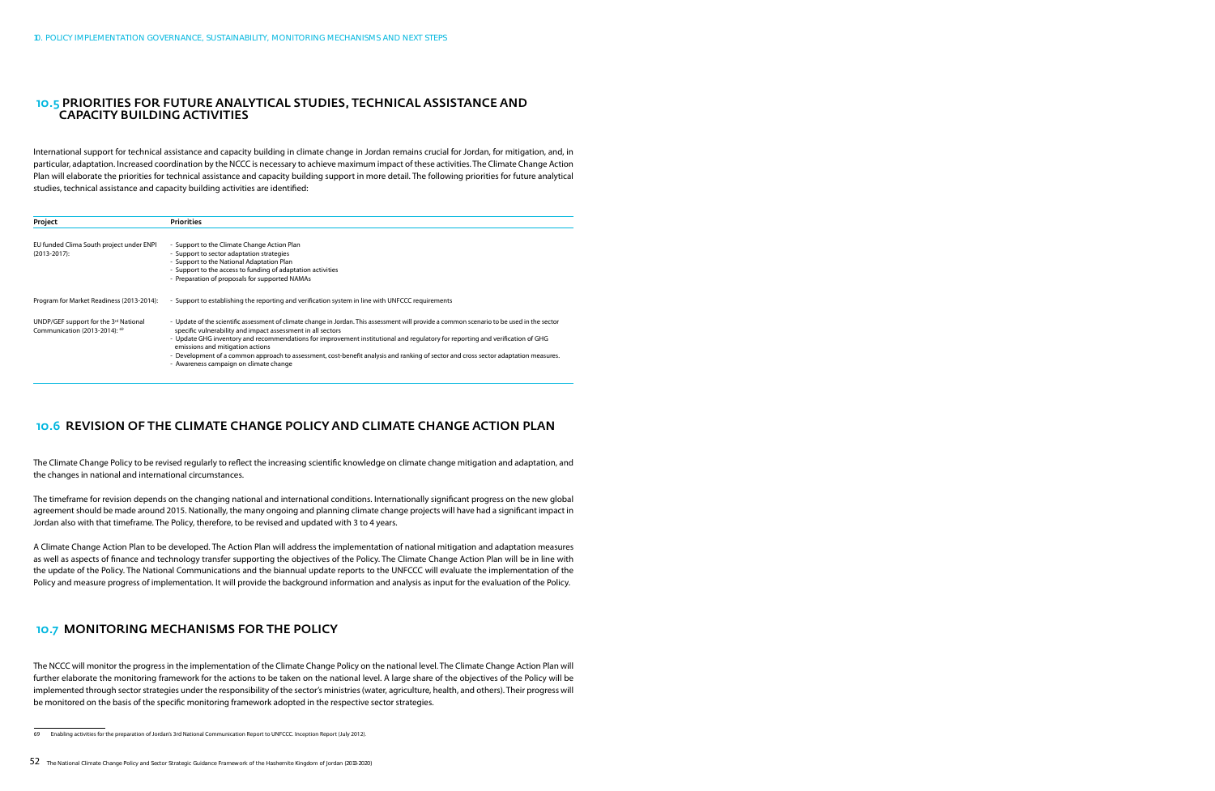## 10.5 PRIORITIES FOR FUTURE ANALYTICAL STUDIES, TECHNICAL ASSISTANCE AND CAPACITY BUILDING ACTIVITIES

International support for technical assistance and capacity building in climate change in Jordan remains crucial for Jordan, for mitigation, and, in particular, adaptation. Increased coordination by the NCCC is necessary to achieve maximum impact of these activities. The Climate Change Action Plan will elaborate the priorities for technical assistance and capacity building support in more detail. The following priorities for future analytical studies, technical assistance and capacity building activities are identified:

| Project | Priorities |
|---|---|
| EU funded Clima South project under ENPI (2013-2017): | - Support to the Climate Change Action Plan<br>- Support to sector adaptation strategies<br>- Support to the National Adaptation Plan<br>- Support to the access to funding of adaptation activities<br>- Preparation of proposals for supported NAMAs |
| Program for Market Readiness (2013-2014): | - Support to establishing the reporting and verification system in line with UNFCCC requirements |
| UNDP/GEF support for the 3rd National Communication (2013-2014): [69] | - Update of the scientific assessment of climate change in Jordan. This assessment will provide a common scenario to be used in the sector specific vulnerability and impact assessment in all sectors<br>- Update GHG inventory and recommendations for improvement institutional and regulatory for reporting and verification of GHG emissions and mitigation actions<br>- Development of a common approach to assessment, cost-benefit analysis and ranking of sector and cross sector adaptation measures.<br>- Awareness campaign on climate change |

## 10.6 REVISION OF THE CLIMATE CHANGE POLICY AND CLIMATE CHANGE ACTION PLAN

The Climate Change Policy to be revised regularly to reflect the increasing scientific knowledge on climate change mitigation and adaptation, and the changes in national and international circumstances.

The timeframe for revision depends on the changing national and international conditions. Internationally significant progress on the new global agreement should be made around 2015. Nationally, the many ongoing and planning climate change projects will have had a significant impact in Jordan also with that timeframe. The Policy, therefore, to be revised and updated with 3 to 4 years.

A Climate Change Action Plan to be developed. The Action Plan will address the implementation of national mitigation and adaptation measures as well as aspects of finance and technology transfer supporting the objectives of the Policy. The Climate Change Action Plan will be in line with the update of the Policy. The National Communications and the biannual update reports to the UNFCCC will evaluate the implementation of the Policy and measure progress of implementation. It will provide the background information and analysis as input for the evaluation of the Policy.

## 10.7 MONITORING MECHANISMS FOR THE POLICY

The NCCC will monitor the progress in the implementation of the Climate Change Policy on the national level. The Climate Change Action Plan will further elaborate the monitoring framework for the actions to be taken on the national level. A large share of the objectives of the Policy will be implemented through sector strategies under the responsibility of the sector's ministries (water, agriculture, health, and others). Their progress will be monitored on the basis of the specific monitoring framework adopted in the respective sector strategies.

---

69 Enabling activities for the preparation of Jordan's 3rd National Communication Report to UNFCCC. Inception Report (July 2012).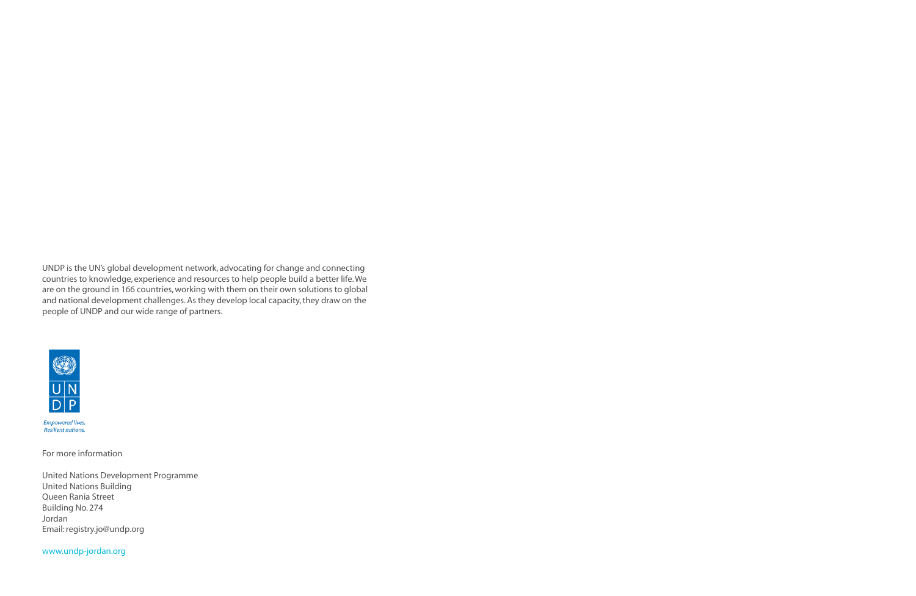UNDP is the UN's global development network, advocating for change and connecting countries to knowledge, experience and resources to help people build a better life. We are on the ground in 166 countries, working with them on their own solutions to global and national development challenges. As they develop local capacity, they draw on the people of UNDP and our wide range of partners.

*Empowered lives.*
*Resilient nations.*

For more information

United Nations Development Programme
United Nations Building
Queen Rania Street
Building No. 274
Jordan
Email: registry.jo@undp.org

www.undp-jordan.org